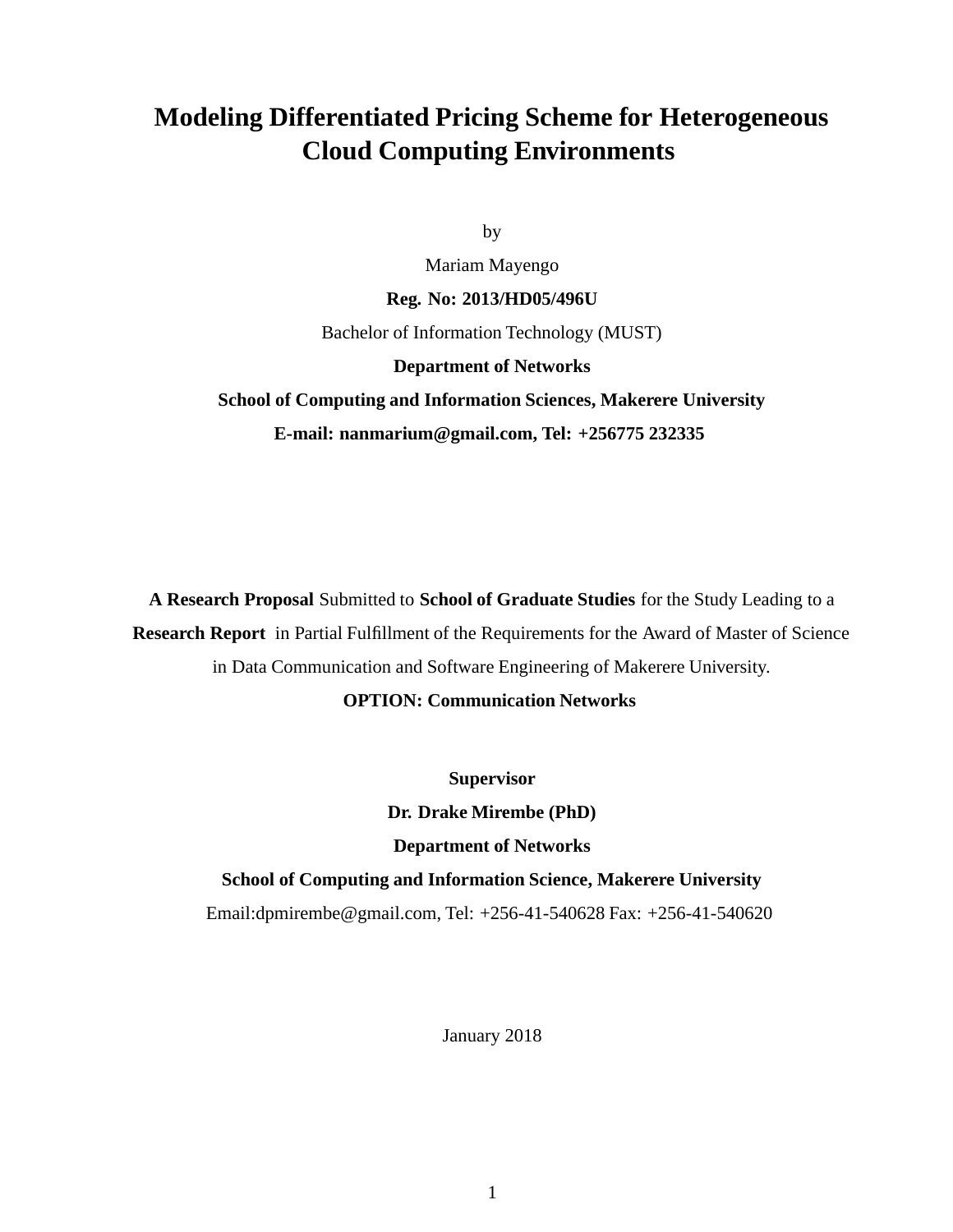# Modeling Differentiated Pricing Scheme for Heterogeneous Cloud Computing Environments

by

Mariam Mayengo

**Reg. No: 2013/HD05/496U**

Bachelor of Information Technology (MUST)

**Department of Networks**

**School of Computing and Information Sciences, Makerere University**

**E-mail: nanmarium@gmail.com, Tel: +256775 232335**

**A Research Proposal** Submitted to **School of Graduate Studies** for the Study Leading to a **Research Report** in Partial Fulfillment of the Requirements for the Award of Master of Science in Data Communication and Software Engineering of Makerere University.

**OPTION: Communication Networks**

**Supervisor**

**Dr. Drake Mirembe (PhD)**

**Department of Networks**

**School of Computing and Information Science, Makerere University**

Email:dpmirembe@gmail.com, Tel: +256-41-540628 Fax: +256-41-540620

January 2018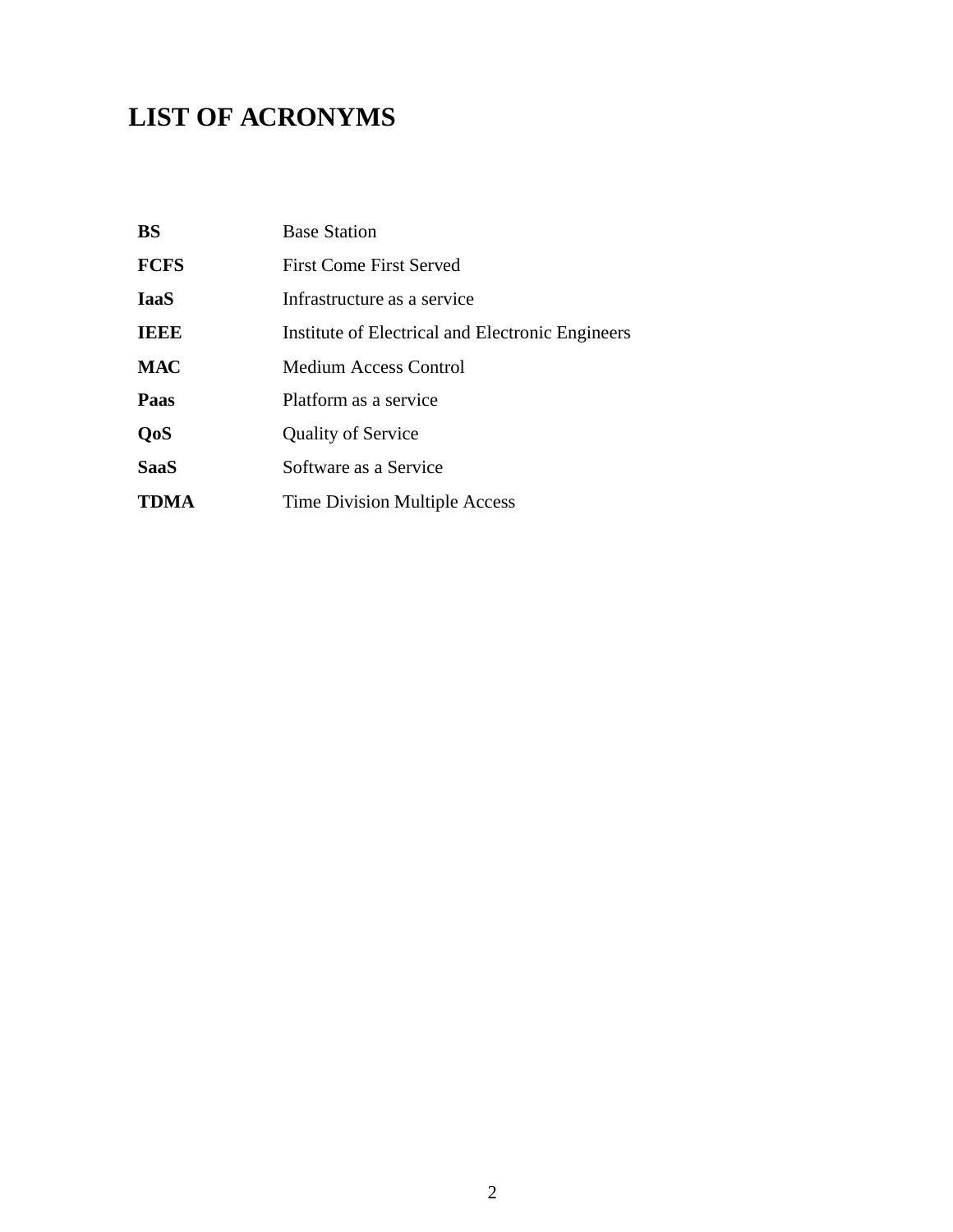# LIST OF ACRONYMS

| | |
|---|---|
| **BS** | Base Station |
| **FCFS** | First Come First Served |
| **IaaS** | Infrastructure as a service |
| **IEEE** | Institute of Electrical and Electronic Engineers |
| **MAC** | Medium Access Control |
| **Paas** | Platform as a service |
| **QoS** | Quality of Service |
| **SaaS** | Software as a Service |
| **TDMA** | Time Division Multiple Access |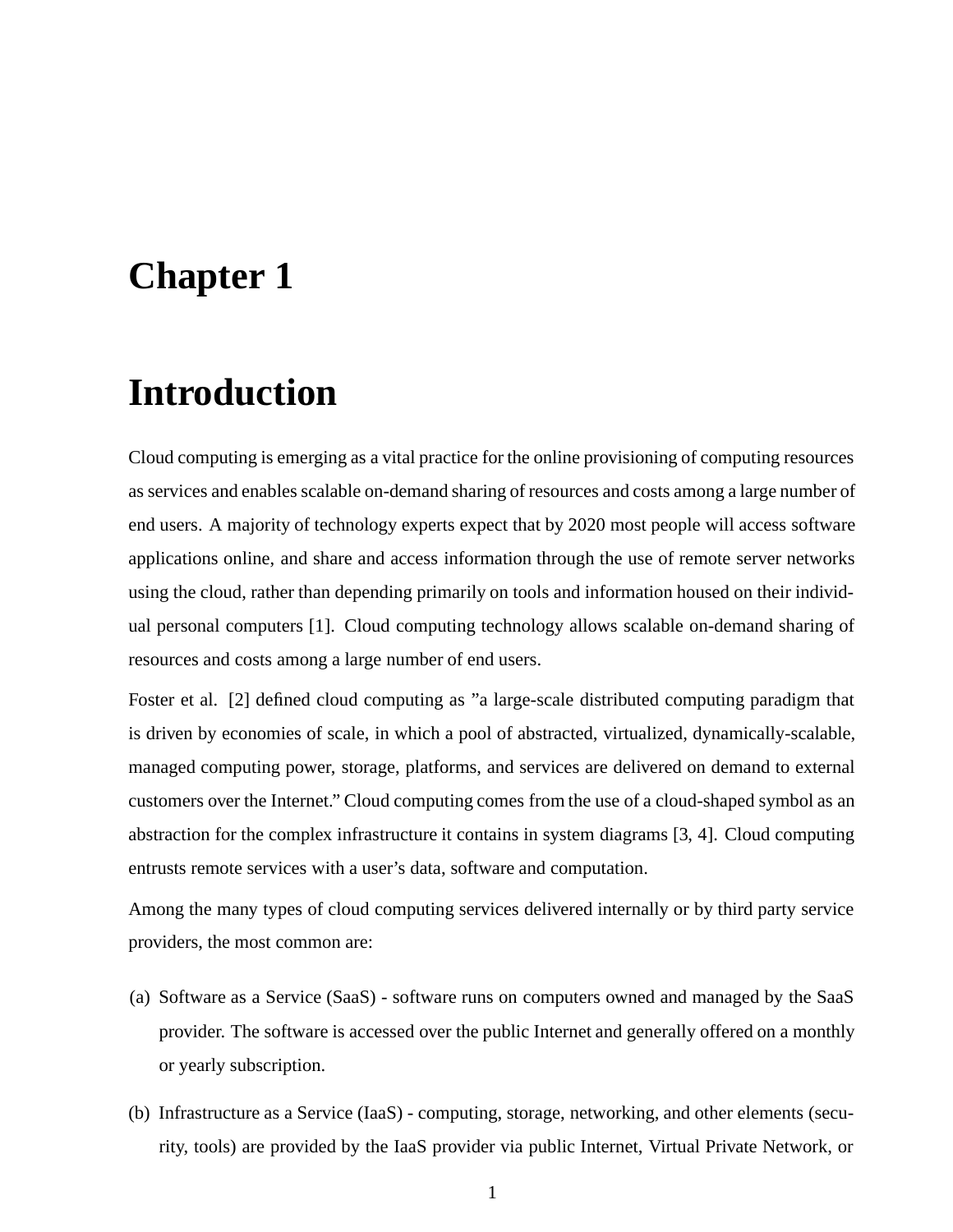# Chapter 1

# Introduction

Cloud computing is emerging as a vital practice for the online provisioning of computing resources as services and enables scalable on-demand sharing of resources and costs among a large number of end users. A majority of technology experts expect that by 2020 most people will access software applications online, and share and access information through the use of remote server networks using the cloud, rather than depending primarily on tools and information housed on their individual personal computers [1]. Cloud computing technology allows scalable on-demand sharing of resources and costs among a large number of end users.

Foster et al. [2] defined cloud computing as "a large-scale distributed computing paradigm that is driven by economies of scale, in which a pool of abstracted, virtualized, dynamically-scalable, managed computing power, storage, platforms, and services are delivered on demand to external customers over the Internet." Cloud computing comes from the use of a cloud-shaped symbol as an abstraction for the complex infrastructure it contains in system diagrams [3, 4]. Cloud computing entrusts remote services with a user's data, software and computation.

Among the many types of cloud computing services delivered internally or by third party service providers, the most common are:

(a) Software as a Service (SaaS) - software runs on computers owned and managed by the SaaS provider. The software is accessed over the public Internet and generally offered on a monthly or yearly subscription.

(b) Infrastructure as a Service (IaaS) - computing, storage, networking, and other elements (security, tools) are provided by the IaaS provider via public Internet, Virtual Private Network, or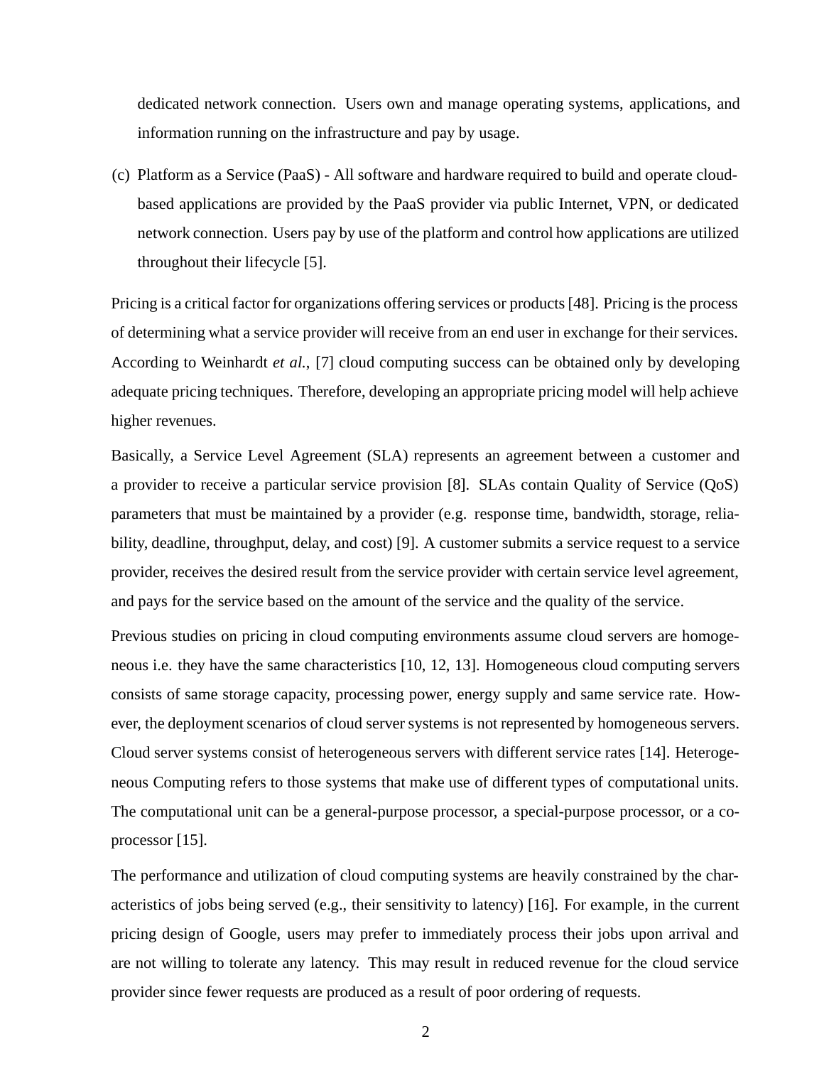dedicated network connection. Users own and manage operating systems, applications, and information running on the infrastructure and pay by usage.

(c) Platform as a Service (PaaS) - All software and hardware required to build and operate cloud-based applications are provided by the PaaS provider via public Internet, VPN, or dedicated network connection. Users pay by use of the platform and control how applications are utilized throughout their lifecycle [5].

Pricing is a critical factor for organizations offering services or products [48]. Pricing is the process of determining what a service provider will receive from an end user in exchange for their services. According to Weinhardt *et al.*, [7] cloud computing success can be obtained only by developing adequate pricing techniques. Therefore, developing an appropriate pricing model will help achieve higher revenues.

Basically, a Service Level Agreement (SLA) represents an agreement between a customer and a provider to receive a particular service provision [8]. SLAs contain Quality of Service (QoS) parameters that must be maintained by a provider (e.g. response time, bandwidth, storage, reliability, deadline, throughput, delay, and cost) [9]. A customer submits a service request to a service provider, receives the desired result from the service provider with certain service level agreement, and pays for the service based on the amount of the service and the quality of the service.

Previous studies on pricing in cloud computing environments assume cloud servers are homogeneous i.e. they have the same characteristics [10, 12, 13]. Homogeneous cloud computing servers consists of same storage capacity, processing power, energy supply and same service rate. However, the deployment scenarios of cloud server systems is not represented by homogeneous servers. Cloud server systems consist of heterogeneous servers with different service rates [14]. Heterogeneous Computing refers to those systems that make use of different types of computational units. The computational unit can be a general-purpose processor, a special-purpose processor, or a co-processor [15].

The performance and utilization of cloud computing systems are heavily constrained by the characteristics of jobs being served (e.g., their sensitivity to latency) [16]. For example, in the current pricing design of Google, users may prefer to immediately process their jobs upon arrival and are not willing to tolerate any latency. This may result in reduced revenue for the cloud service provider since fewer requests are produced as a result of poor ordering of requests.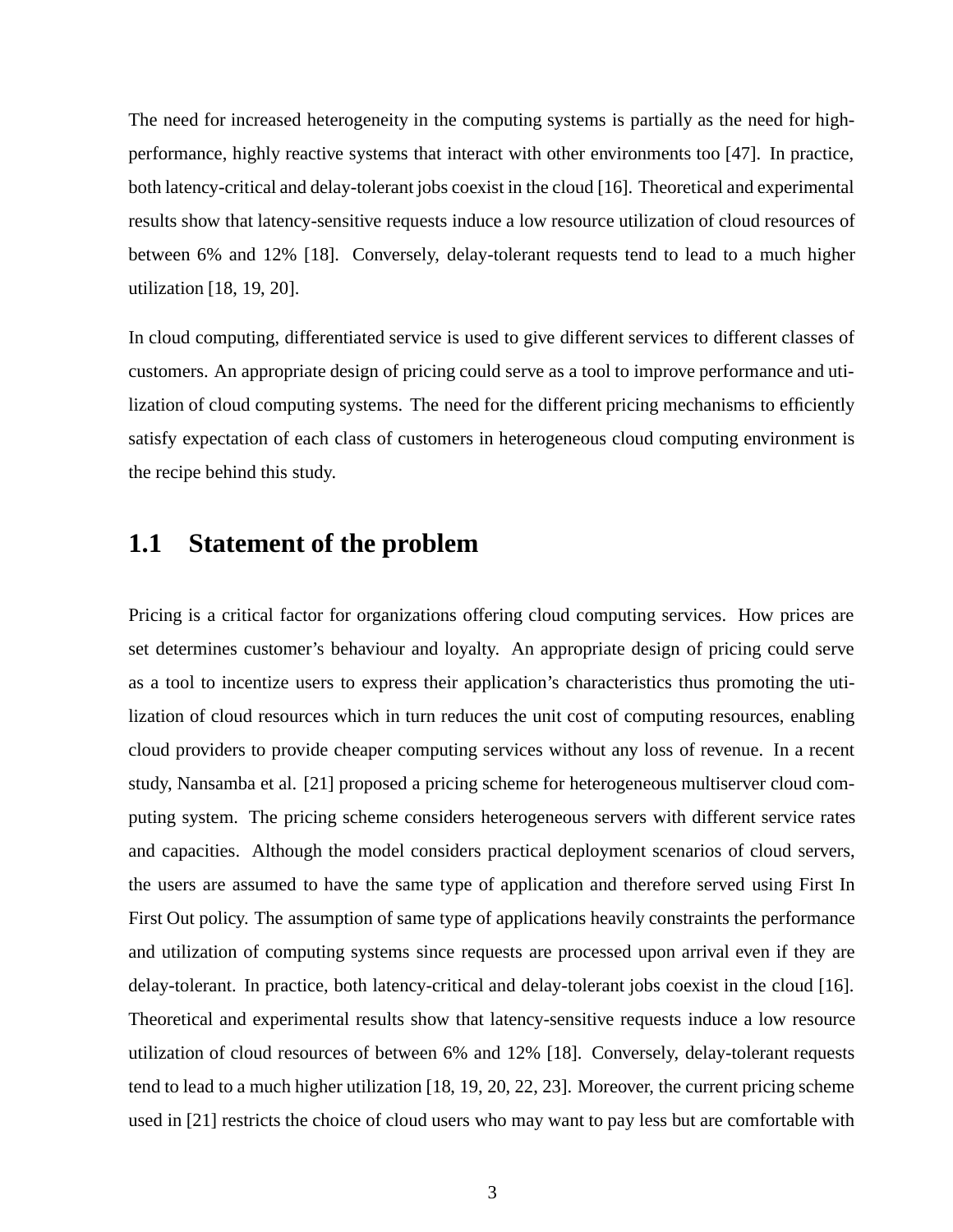The need for increased heterogeneity in the computing systems is partially as the need for high-performance, highly reactive systems that interact with other environments too [47]. In practice, both latency-critical and delay-tolerant jobs coexist in the cloud [16]. Theoretical and experimental results show that latency-sensitive requests induce a low resource utilization of cloud resources of between 6% and 12% [18]. Conversely, delay-tolerant requests tend to lead to a much higher utilization [18, 19, 20].

In cloud computing, differentiated service is used to give different services to different classes of customers. An appropriate design of pricing could serve as a tool to improve performance and utilization of cloud computing systems. The need for the different pricing mechanisms to efficiently satisfy expectation of each class of customers in heterogeneous cloud computing environment is the recipe behind this study.

## 1.1 Statement of the problem

Pricing is a critical factor for organizations offering cloud computing services. How prices are set determines customer's behaviour and loyalty. An appropriate design of pricing could serve as a tool to incentize users to express their application's characteristics thus promoting the utilization of cloud resources which in turn reduces the unit cost of computing resources, enabling cloud providers to provide cheaper computing services without any loss of revenue. In a recent study, Nansamba et al. [21] proposed a pricing scheme for heterogeneous multiserver cloud computing system. The pricing scheme considers heterogeneous servers with different service rates and capacities. Although the model considers practical deployment scenarios of cloud servers, the users are assumed to have the same type of application and therefore served using First In First Out policy. The assumption of same type of applications heavily constraints the performance and utilization of computing systems since requests are processed upon arrival even if they are delay-tolerant. In practice, both latency-critical and delay-tolerant jobs coexist in the cloud [16]. Theoretical and experimental results show that latency-sensitive requests induce a low resource utilization of cloud resources of between 6% and 12% [18]. Conversely, delay-tolerant requests tend to lead to a much higher utilization [18, 19, 20, 22, 23]. Moreover, the current pricing scheme used in [21] restricts the choice of cloud users who may want to pay less but are comfortable with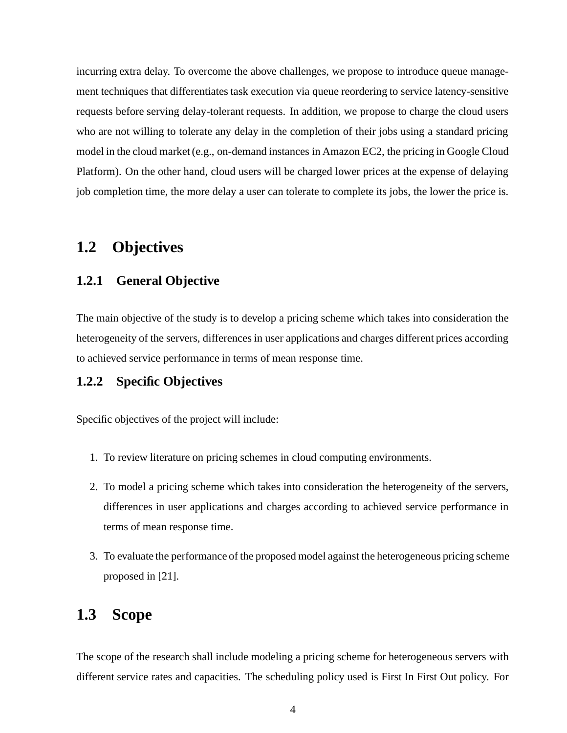incurring extra delay. To overcome the above challenges, we propose to introduce queue management techniques that differentiates task execution via queue reordering to service latency-sensitive requests before serving delay-tolerant requests. In addition, we propose to charge the cloud users who are not willing to tolerate any delay in the completion of their jobs using a standard pricing model in the cloud market (e.g., on-demand instances in Amazon EC2, the pricing in Google Cloud Platform). On the other hand, cloud users will be charged lower prices at the expense of delaying job completion time, the more delay a user can tolerate to complete its jobs, the lower the price is.

## 1.2 Objectives

### 1.2.1 General Objective

The main objective of the study is to develop a pricing scheme which takes into consideration the heterogeneity of the servers, differences in user applications and charges different prices according to achieved service performance in terms of mean response time.

### 1.2.2 Specific Objectives

Specific objectives of the project will include:

1. To review literature on pricing schemes in cloud computing environments.
2. To model a pricing scheme which takes into consideration the heterogeneity of the servers, differences in user applications and charges according to achieved service performance in terms of mean response time.
3. To evaluate the performance of the proposed model against the heterogeneous pricing scheme proposed in [21].

## 1.3 Scope

The scope of the research shall include modeling a pricing scheme for heterogeneous servers with different service rates and capacities. The scheduling policy used is First In First Out policy. For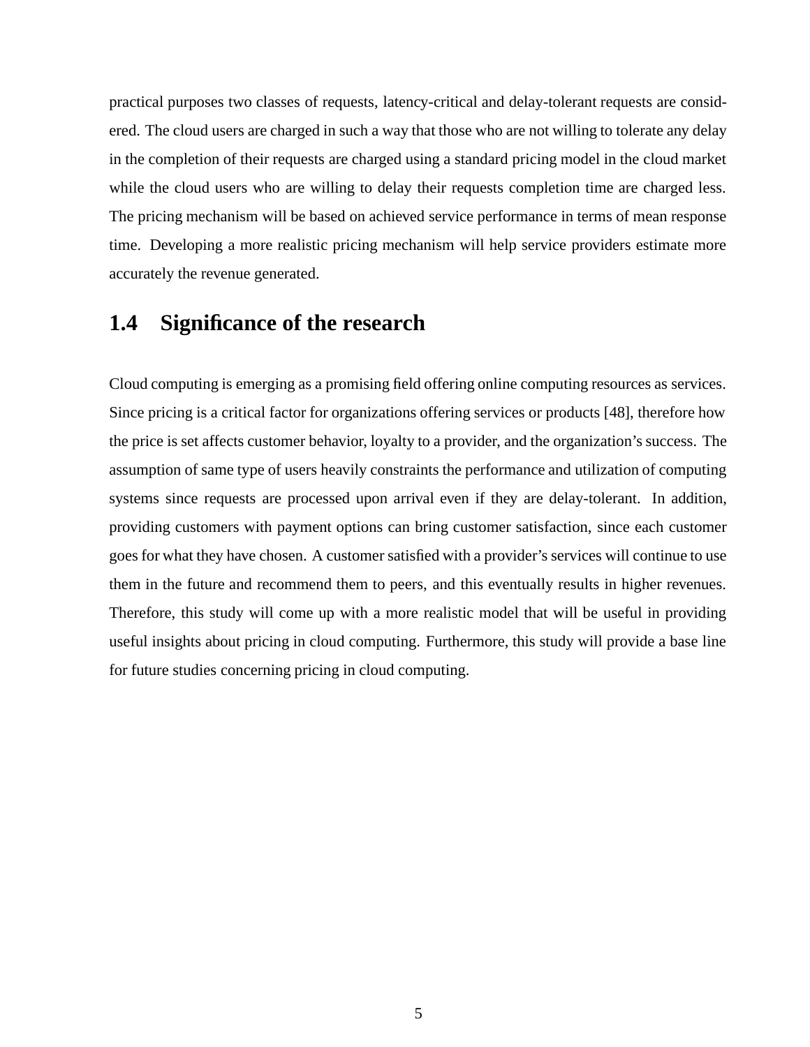practical purposes two classes of requests, latency-critical and delay-tolerant requests are considered. The cloud users are charged in such a way that those who are not willing to tolerate any delay in the completion of their requests are charged using a standard pricing model in the cloud market while the cloud users who are willing to delay their requests completion time are charged less. The pricing mechanism will be based on achieved service performance in terms of mean response time. Developing a more realistic pricing mechanism will help service providers estimate more accurately the revenue generated.

## 1.4 Significance of the research

Cloud computing is emerging as a promising field offering online computing resources as services. Since pricing is a critical factor for organizations offering services or products [48], therefore how the price is set affects customer behavior, loyalty to a provider, and the organization's success. The assumption of same type of users heavily constraints the performance and utilization of computing systems since requests are processed upon arrival even if they are delay-tolerant. In addition, providing customers with payment options can bring customer satisfaction, since each customer goes for what they have chosen. A customer satisfied with a provider's services will continue to use them in the future and recommend them to peers, and this eventually results in higher revenues. Therefore, this study will come up with a more realistic model that will be useful in providing useful insights about pricing in cloud computing. Furthermore, this study will provide a base line for future studies concerning pricing in cloud computing.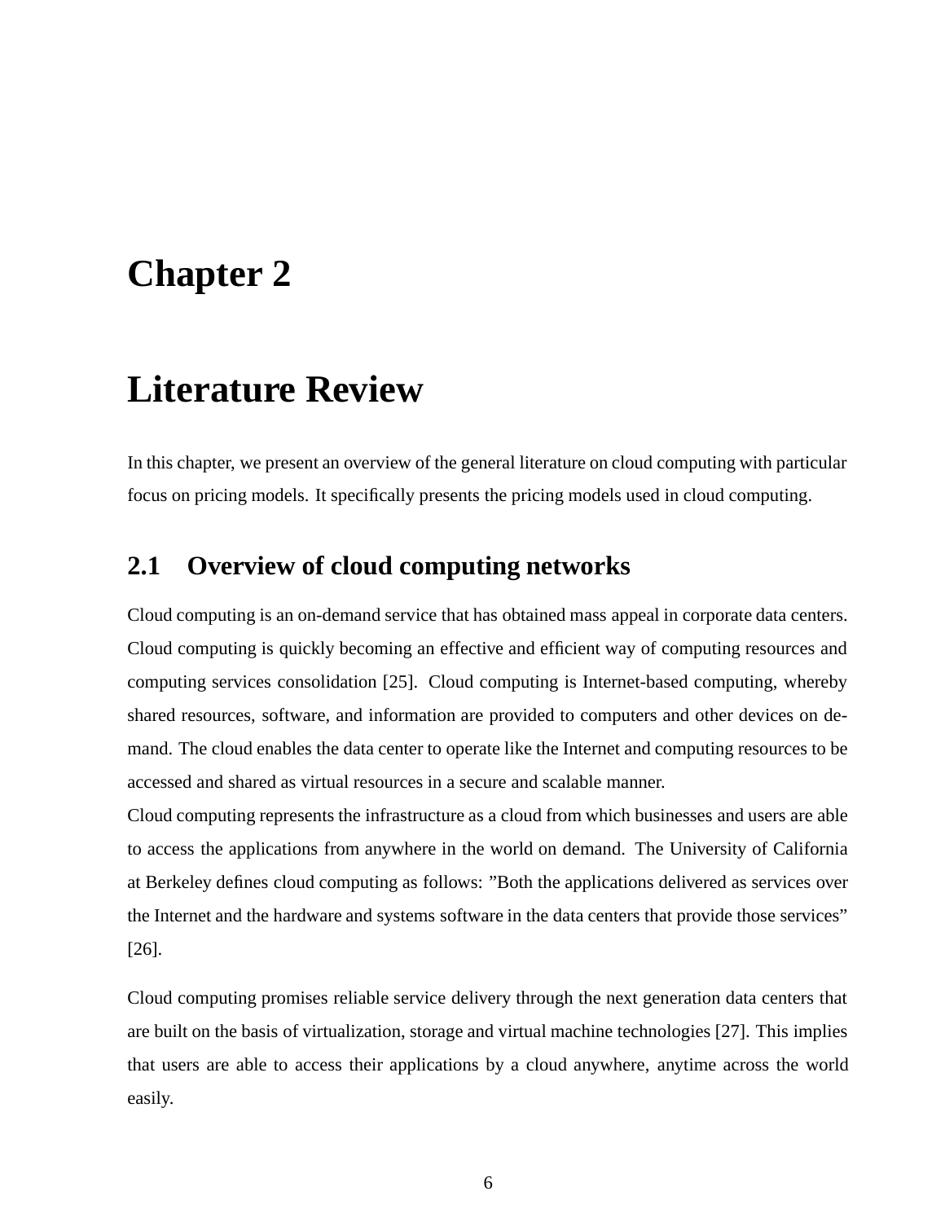# Chapter 2

# Literature Review

In this chapter, we present an overview of the general literature on cloud computing with particular focus on pricing models. It specifically presents the pricing models used in cloud computing.

## 2.1 Overview of cloud computing networks

Cloud computing is an on-demand service that has obtained mass appeal in corporate data centers. Cloud computing is quickly becoming an effective and efficient way of computing resources and computing services consolidation [25]. Cloud computing is Internet-based computing, whereby shared resources, software, and information are provided to computers and other devices on demand. The cloud enables the data center to operate like the Internet and computing resources to be accessed and shared as virtual resources in a secure and scalable manner.
Cloud computing represents the infrastructure as a cloud from which businesses and users are able to access the applications from anywhere in the world on demand. The University of California at Berkeley defines cloud computing as follows: "Both the applications delivered as services over the Internet and the hardware and systems software in the data centers that provide those services" [26].

Cloud computing promises reliable service delivery through the next generation data centers that are built on the basis of virtualization, storage and virtual machine technologies [27]. This implies that users are able to access their applications by a cloud anywhere, anytime across the world easily.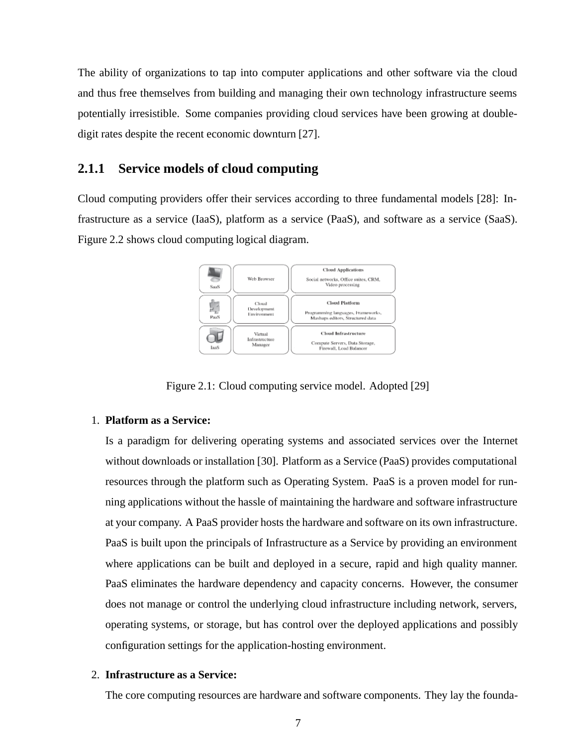The ability of organizations to tap into computer applications and other software via the cloud and thus free themselves from building and managing their own technology infrastructure seems potentially irresistible. Some companies providing cloud services have been growing at double-digit rates despite the recent economic downturn [27].

### 2.1.1 Service models of cloud computing

Cloud computing providers offer their services according to three fundamental models [28]: Infrastructure as a service (IaaS), platform as a service (PaaS), and software as a service (SaaS). Figure 2.2 shows cloud computing logical diagram.

Figure 2.1: Cloud computing service model. Adopted [29]

1. **Platform as a Service:**

   Is a paradigm for delivering operating systems and associated services over the Internet without downloads or installation [30]. Platform as a Service (PaaS) provides computational resources through the platform such as Operating System. PaaS is a proven model for running applications without the hassle of maintaining the hardware and software infrastructure at your company. A PaaS provider hosts the hardware and software on its own infrastructure. PaaS is built upon the principals of Infrastructure as a Service by providing an environment where applications can be built and deployed in a secure, rapid and high quality manner. PaaS eliminates the hardware dependency and capacity concerns. However, the consumer does not manage or control the underlying cloud infrastructure including network, servers, operating systems, or storage, but has control over the deployed applications and possibly configuration settings for the application-hosting environment.

2. **Infrastructure as a Service:**

   The core computing resources are hardware and software components. They lay the founda-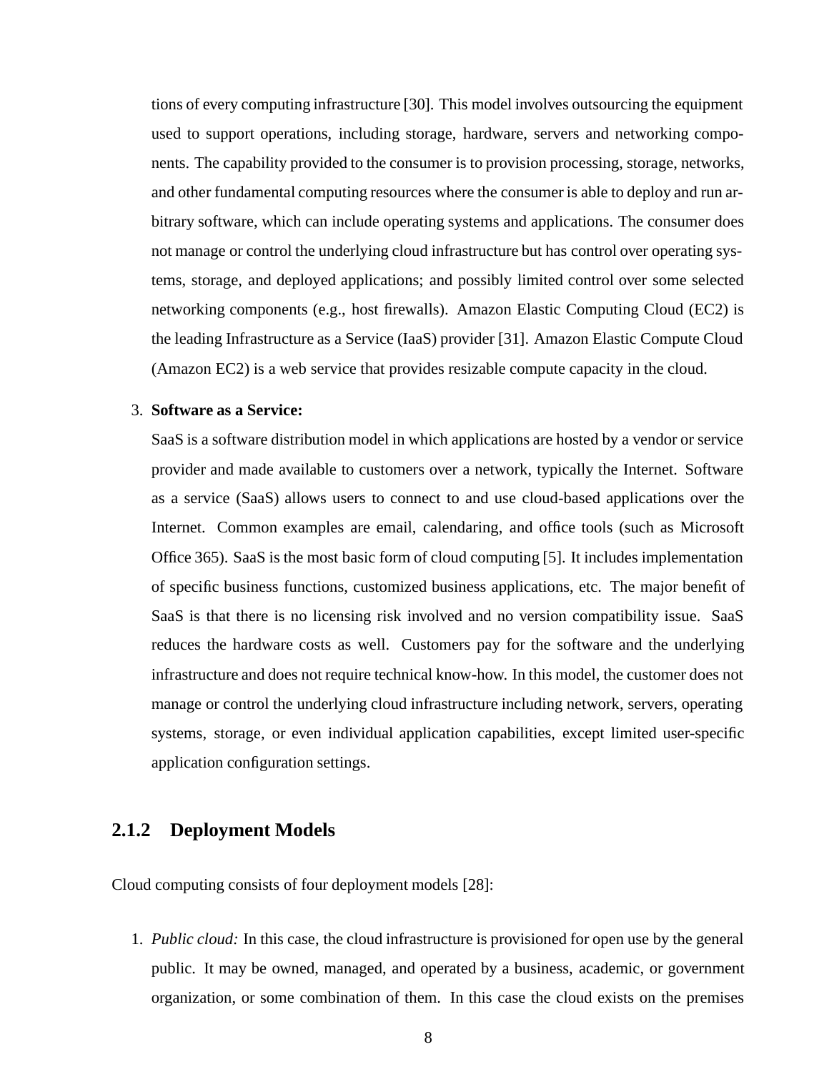tions of every computing infrastructure [30]. This model involves outsourcing the equipment used to support operations, including storage, hardware, servers and networking components. The capability provided to the consumer is to provision processing, storage, networks, and other fundamental computing resources where the consumer is able to deploy and run arbitrary software, which can include operating systems and applications. The consumer does not manage or control the underlying cloud infrastructure but has control over operating systems, storage, and deployed applications; and possibly limited control over some selected networking components (e.g., host firewalls). Amazon Elastic Computing Cloud (EC2) is the leading Infrastructure as a Service (IaaS) provider [31]. Amazon Elastic Compute Cloud (Amazon EC2) is a web service that provides resizable compute capacity in the cloud.

3. **Software as a Service:**

   SaaS is a software distribution model in which applications are hosted by a vendor or service provider and made available to customers over a network, typically the Internet. Software as a service (SaaS) allows users to connect to and use cloud-based applications over the Internet. Common examples are email, calendaring, and office tools (such as Microsoft Office 365). SaaS is the most basic form of cloud computing [5]. It includes implementation of specific business functions, customized business applications, etc. The major benefit of SaaS is that there is no licensing risk involved and no version compatibility issue. SaaS reduces the hardware costs as well. Customers pay for the software and the underlying infrastructure and does not require technical know-how. In this model, the customer does not manage or control the underlying cloud infrastructure including network, servers, operating systems, storage, or even individual application capabilities, except limited user-specific application configuration settings.

### 2.1.2 Deployment Models

Cloud computing consists of four deployment models [28]:

1. *Public cloud:* In this case, the cloud infrastructure is provisioned for open use by the general public. It may be owned, managed, and operated by a business, academic, or government organization, or some combination of them. In this case the cloud exists on the premises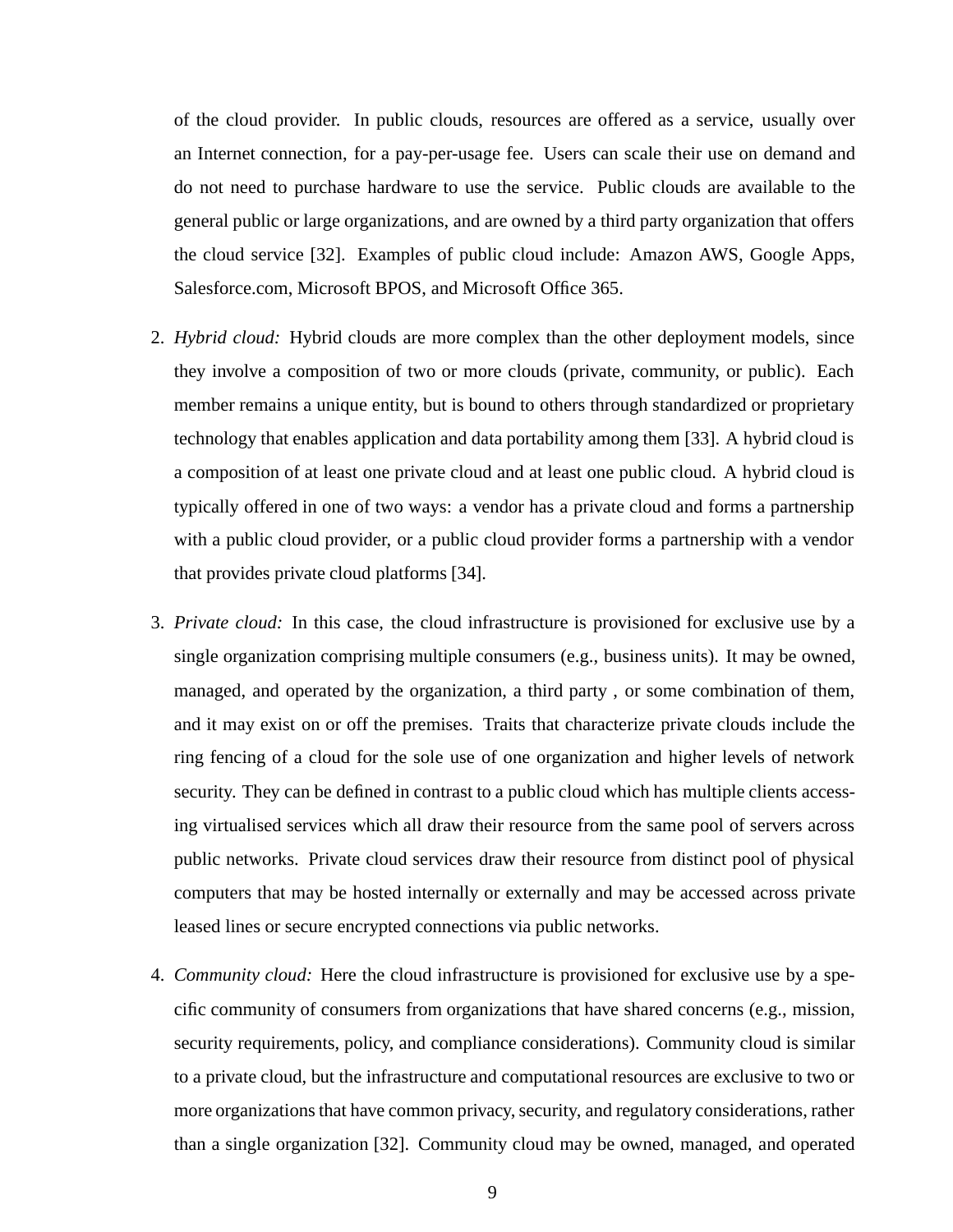of the cloud provider. In public clouds, resources are offered as a service, usually over an Internet connection, for a pay-per-usage fee. Users can scale their use on demand and do not need to purchase hardware to use the service. Public clouds are available to the general public or large organizations, and are owned by a third party organization that offers the cloud service [32]. Examples of public cloud include: Amazon AWS, Google Apps, Salesforce.com, Microsoft BPOS, and Microsoft Office 365.

2. *Hybrid cloud:* Hybrid clouds are more complex than the other deployment models, since they involve a composition of two or more clouds (private, community, or public). Each member remains a unique entity, but is bound to others through standardized or proprietary technology that enables application and data portability among them [33]. A hybrid cloud is a composition of at least one private cloud and at least one public cloud. A hybrid cloud is typically offered in one of two ways: a vendor has a private cloud and forms a partnership with a public cloud provider, or a public cloud provider forms a partnership with a vendor that provides private cloud platforms [34].

3. *Private cloud:* In this case, the cloud infrastructure is provisioned for exclusive use by a single organization comprising multiple consumers (e.g., business units). It may be owned, managed, and operated by the organization, a third party , or some combination of them, and it may exist on or off the premises. Traits that characterize private clouds include the ring fencing of a cloud for the sole use of one organization and higher levels of network security. They can be defined in contrast to a public cloud which has multiple clients accessing virtualised services which all draw their resource from the same pool of servers across public networks. Private cloud services draw their resource from distinct pool of physical computers that may be hosted internally or externally and may be accessed across private leased lines or secure encrypted connections via public networks.

4. *Community cloud:* Here the cloud infrastructure is provisioned for exclusive use by a specific community of consumers from organizations that have shared concerns (e.g., mission, security requirements, policy, and compliance considerations). Community cloud is similar to a private cloud, but the infrastructure and computational resources are exclusive to two or more organizations that have common privacy, security, and regulatory considerations, rather than a single organization [32]. Community cloud may be owned, managed, and operated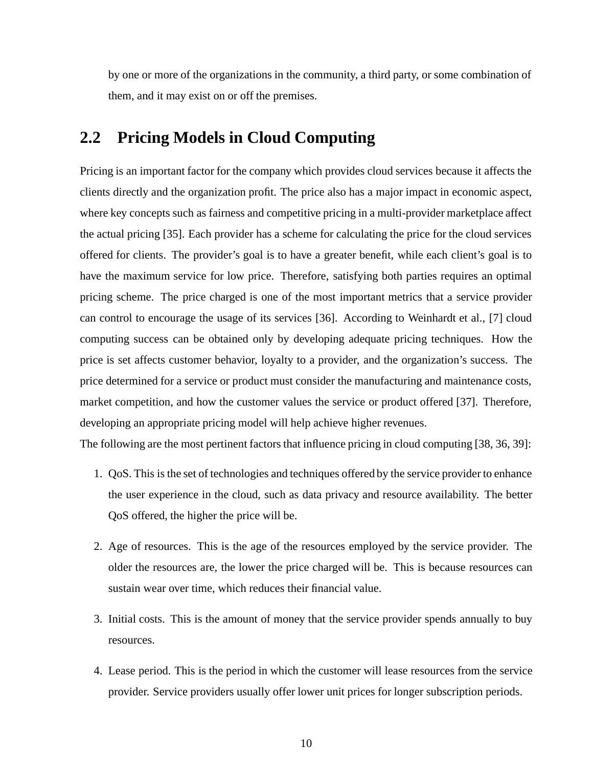by one or more of the organizations in the community, a third party, or some combination of them, and it may exist on or off the premises.

## 2.2 Pricing Models in Cloud Computing

Pricing is an important factor for the company which provides cloud services because it affects the clients directly and the organization profit. The price also has a major impact in economic aspect, where key concepts such as fairness and competitive pricing in a multi-provider marketplace affect the actual pricing [35]. Each provider has a scheme for calculating the price for the cloud services offered for clients. The provider's goal is to have a greater benefit, while each client's goal is to have the maximum service for low price. Therefore, satisfying both parties requires an optimal pricing scheme. The price charged is one of the most important metrics that a service provider can control to encourage the usage of its services [36]. According to Weinhardt et al., [7] cloud computing success can be obtained only by developing adequate pricing techniques. How the price is set affects customer behavior, loyalty to a provider, and the organization's success. The price determined for a service or product must consider the manufacturing and maintenance costs, market competition, and how the customer values the service or product offered [37]. Therefore, developing an appropriate pricing model will help achieve higher revenues.

The following are the most pertinent factors that influence pricing in cloud computing [38, 36, 39]:

1. QoS. This is the set of technologies and techniques offered by the service provider to enhance the user experience in the cloud, such as data privacy and resource availability. The better QoS offered, the higher the price will be.

2. Age of resources. This is the age of the resources employed by the service provider. The older the resources are, the lower the price charged will be. This is because resources can sustain wear over time, which reduces their financial value.

3. Initial costs. This is the amount of money that the service provider spends annually to buy resources.

4. Lease period. This is the period in which the customer will lease resources from the service provider. Service providers usually offer lower unit prices for longer subscription periods.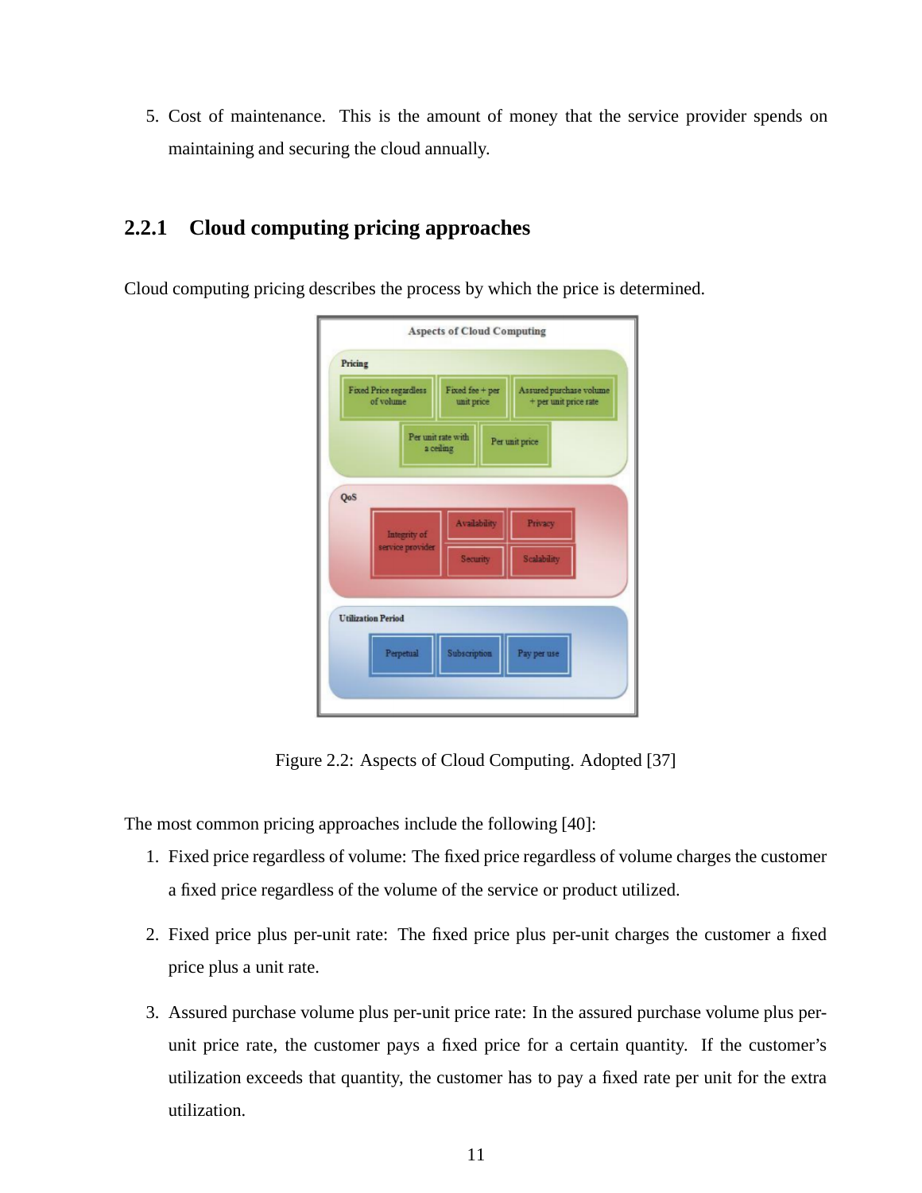5. Cost of maintenance. This is the amount of money that the service provider spends on maintaining and securing the cloud annually.

### 2.2.1 Cloud computing pricing approaches

Cloud computing pricing describes the process by which the price is determined.

Figure 2.2: Aspects of Cloud Computing. Adopted [37]

The most common pricing approaches include the following [40]:

1. Fixed price regardless of volume: The fixed price regardless of volume charges the customer a fixed price regardless of the volume of the service or product utilized.

2. Fixed price plus per-unit rate: The fixed price plus per-unit charges the customer a fixed price plus a unit rate.

3. Assured purchase volume plus per-unit price rate: In the assured purchase volume plus per-unit price rate, the customer pays a fixed price for a certain quantity. If the customer's utilization exceeds that quantity, the customer has to pay a fixed rate per unit for the extra utilization.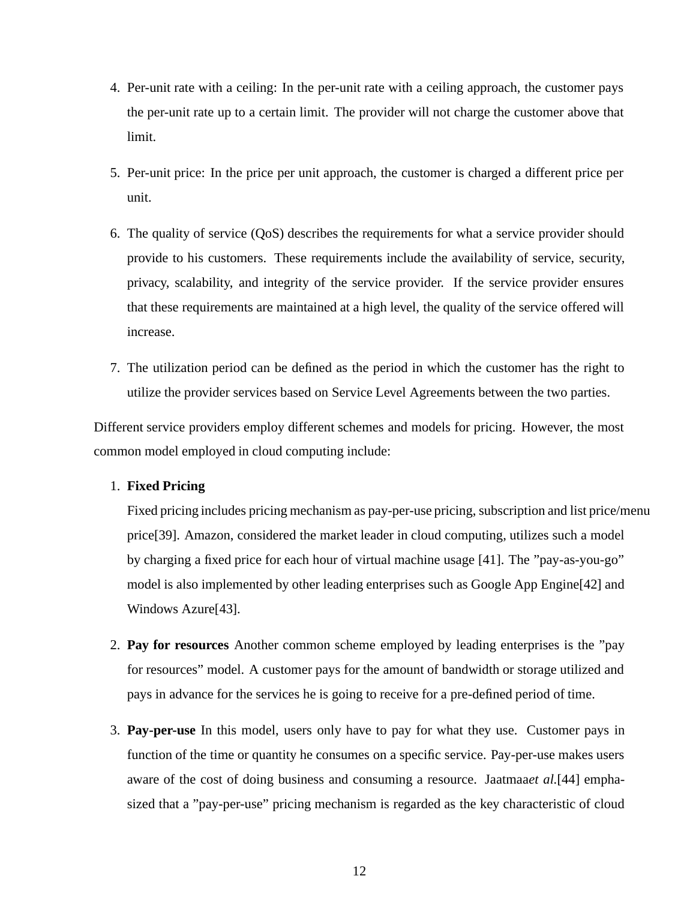4. Per-unit rate with a ceiling: In the per-unit rate with a ceiling approach, the customer pays the per-unit rate up to a certain limit. The provider will not charge the customer above that limit.

5. Per-unit price: In the price per unit approach, the customer is charged a different price per unit.

6. The quality of service (QoS) describes the requirements for what a service provider should provide to his customers. These requirements include the availability of service, security, privacy, scalability, and integrity of the service provider. If the service provider ensures that these requirements are maintained at a high level, the quality of the service offered will increase.

7. The utilization period can be defined as the period in which the customer has the right to utilize the provider services based on Service Level Agreements between the two parties.

Different service providers employ different schemes and models for pricing. However, the most common model employed in cloud computing include:

1. **Fixed Pricing**

   Fixed pricing includes pricing mechanism as pay-per-use pricing, subscription and list price/menu price[39]. Amazon, considered the market leader in cloud computing, utilizes such a model by charging a fixed price for each hour of virtual machine usage [41]. The "pay-as-you-go" model is also implemented by other leading enterprises such as Google App Engine[42] and Windows Azure[43].

2. **Pay for resources** Another common scheme employed by leading enterprises is the "pay for resources" model. A customer pays for the amount of bandwidth or storage utilized and pays in advance for the services he is going to receive for a pre-defined period of time.

3. **Pay-per-use** In this model, users only have to pay for what they use. Customer pays in function of the time or quantity he consumes on a specific service. Pay-per-use makes users aware of the cost of doing business and consuming a resource. Jaatmaa*et al.*[44] emphasized that a "pay-per-use" pricing mechanism is regarded as the key characteristic of cloud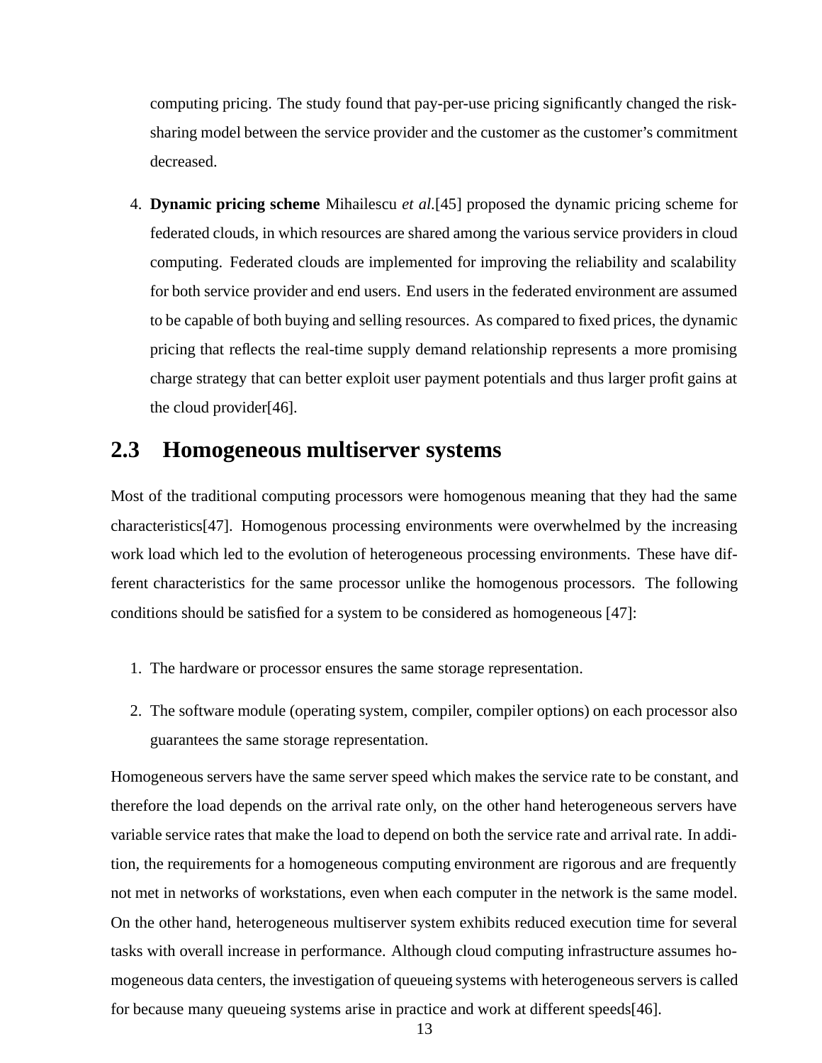computing pricing. The study found that pay-per-use pricing significantly changed the risk-sharing model between the service provider and the customer as the customer's commitment decreased.

4. **Dynamic pricing scheme** Mihailescu *et al.*[45] proposed the dynamic pricing scheme for federated clouds, in which resources are shared among the various service providers in cloud computing. Federated clouds are implemented for improving the reliability and scalability for both service provider and end users. End users in the federated environment are assumed to be capable of both buying and selling resources. As compared to fixed prices, the dynamic pricing that reflects the real-time supply demand relationship represents a more promising charge strategy that can better exploit user payment potentials and thus larger profit gains at the cloud provider[46].

## 2.3 Homogeneous multiserver systems

Most of the traditional computing processors were homogenous meaning that they had the same characteristics[47]. Homogenous processing environments were overwhelmed by the increasing work load which led to the evolution of heterogeneous processing environments. These have different characteristics for the same processor unlike the homogenous processors. The following conditions should be satisfied for a system to be considered as homogeneous [47]:

1. The hardware or processor ensures the same storage representation.
2. The software module (operating system, compiler, compiler options) on each processor also guarantees the same storage representation.

Homogeneous servers have the same server speed which makes the service rate to be constant, and therefore the load depends on the arrival rate only, on the other hand heterogeneous servers have variable service rates that make the load to depend on both the service rate and arrival rate. In addition, the requirements for a homogeneous computing environment are rigorous and are frequently not met in networks of workstations, even when each computer in the network is the same model. On the other hand, heterogeneous multiserver system exhibits reduced execution time for several tasks with overall increase in performance. Although cloud computing infrastructure assumes homogeneous data centers, the investigation of queueing systems with heterogeneous servers is called for because many queueing systems arise in practice and work at different speeds[46].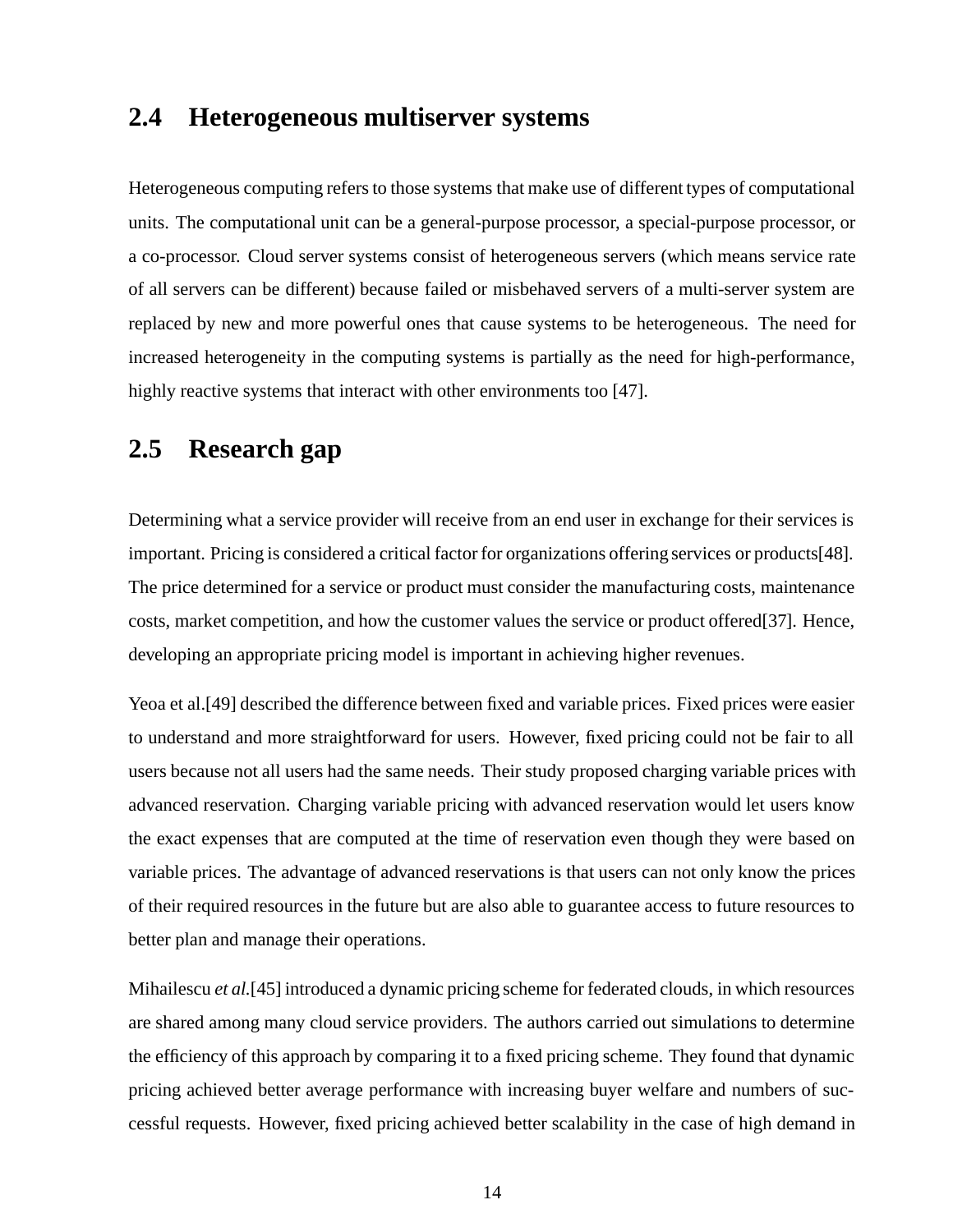## 2.4 Heterogeneous multiserver systems

Heterogeneous computing refers to those systems that make use of different types of computational units. The computational unit can be a general-purpose processor, a special-purpose processor, or a co-processor. Cloud server systems consist of heterogeneous servers (which means service rate of all servers can be different) because failed or misbehaved servers of a multi-server system are replaced by new and more powerful ones that cause systems to be heterogeneous. The need for increased heterogeneity in the computing systems is partially as the need for high-performance, highly reactive systems that interact with other environments too [47].

## 2.5 Research gap

Determining what a service provider will receive from an end user in exchange for their services is important. Pricing is considered a critical factor for organizations offering services or products[48]. The price determined for a service or product must consider the manufacturing costs, maintenance costs, market competition, and how the customer values the service or product offered[37]. Hence, developing an appropriate pricing model is important in achieving higher revenues.

Yeoa et al.[49] described the difference between fixed and variable prices. Fixed prices were easier to understand and more straightforward for users. However, fixed pricing could not be fair to all users because not all users had the same needs. Their study proposed charging variable prices with advanced reservation. Charging variable pricing with advanced reservation would let users know the exact expenses that are computed at the time of reservation even though they were based on variable prices. The advantage of advanced reservations is that users can not only know the prices of their required resources in the future but are also able to guarantee access to future resources to better plan and manage their operations.

Mihailescu *et al.*[45] introduced a dynamic pricing scheme for federated clouds, in which resources are shared among many cloud service providers. The authors carried out simulations to determine the efficiency of this approach by comparing it to a fixed pricing scheme. They found that dynamic pricing achieved better average performance with increasing buyer welfare and numbers of successful requests. However, fixed pricing achieved better scalability in the case of high demand in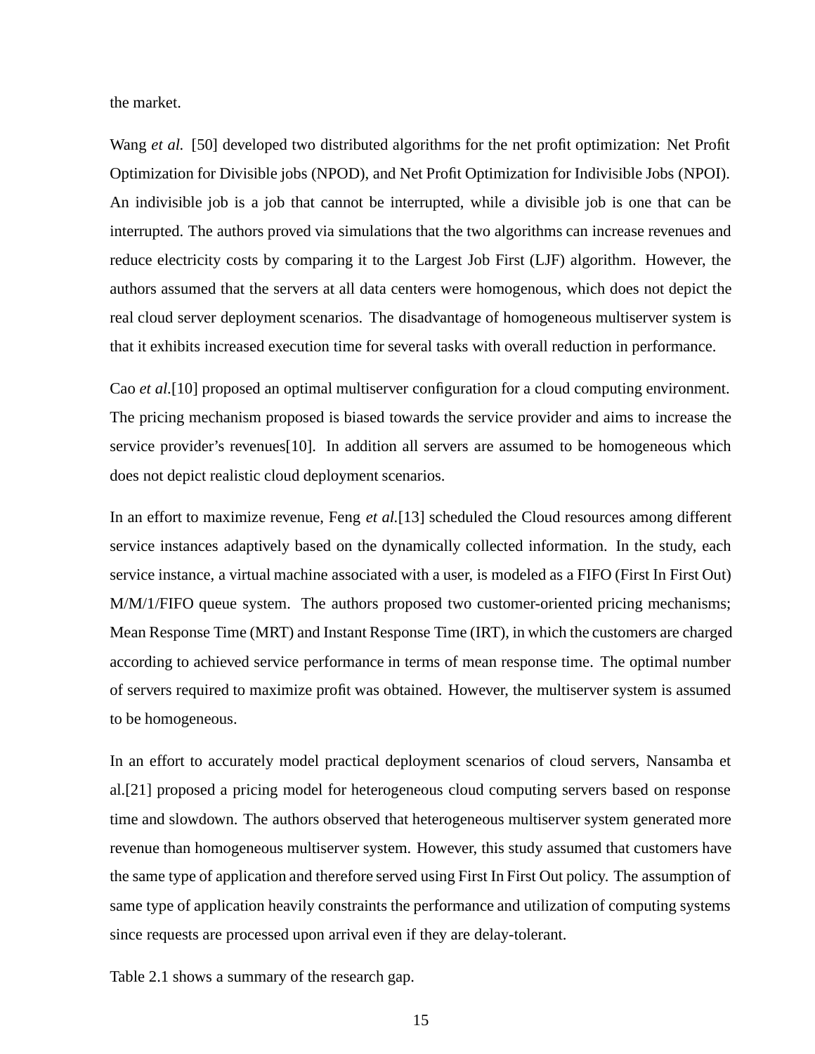the market.

Wang *et al.* [50] developed two distributed algorithms for the net profit optimization: Net Profit Optimization for Divisible jobs (NPOD), and Net Profit Optimization for Indivisible Jobs (NPOI). An indivisible job is a job that cannot be interrupted, while a divisible job is one that can be interrupted. The authors proved via simulations that the two algorithms can increase revenues and reduce electricity costs by comparing it to the Largest Job First (LJF) algorithm. However, the authors assumed that the servers at all data centers were homogenous, which does not depict the real cloud server deployment scenarios. The disadvantage of homogeneous multiserver system is that it exhibits increased execution time for several tasks with overall reduction in performance.

Cao *et al.*[10] proposed an optimal multiserver configuration for a cloud computing environment. The pricing mechanism proposed is biased towards the service provider and aims to increase the service provider's revenues[10]. In addition all servers are assumed to be homogeneous which does not depict realistic cloud deployment scenarios.

In an effort to maximize revenue, Feng *et al.*[13] scheduled the Cloud resources among different service instances adaptively based on the dynamically collected information. In the study, each service instance, a virtual machine associated with a user, is modeled as a FIFO (First In First Out) M/M/1/FIFO queue system. The authors proposed two customer-oriented pricing mechanisms; Mean Response Time (MRT) and Instant Response Time (IRT), in which the customers are charged according to achieved service performance in terms of mean response time. The optimal number of servers required to maximize profit was obtained. However, the multiserver system is assumed to be homogeneous.

In an effort to accurately model practical deployment scenarios of cloud servers, Nansamba et al.[21] proposed a pricing model for heterogeneous cloud computing servers based on response time and slowdown. The authors observed that heterogeneous multiserver system generated more revenue than homogeneous multiserver system. However, this study assumed that customers have the same type of application and therefore served using First In First Out policy. The assumption of same type of application heavily constraints the performance and utilization of computing systems since requests are processed upon arrival even if they are delay-tolerant.

Table 2.1 shows a summary of the research gap.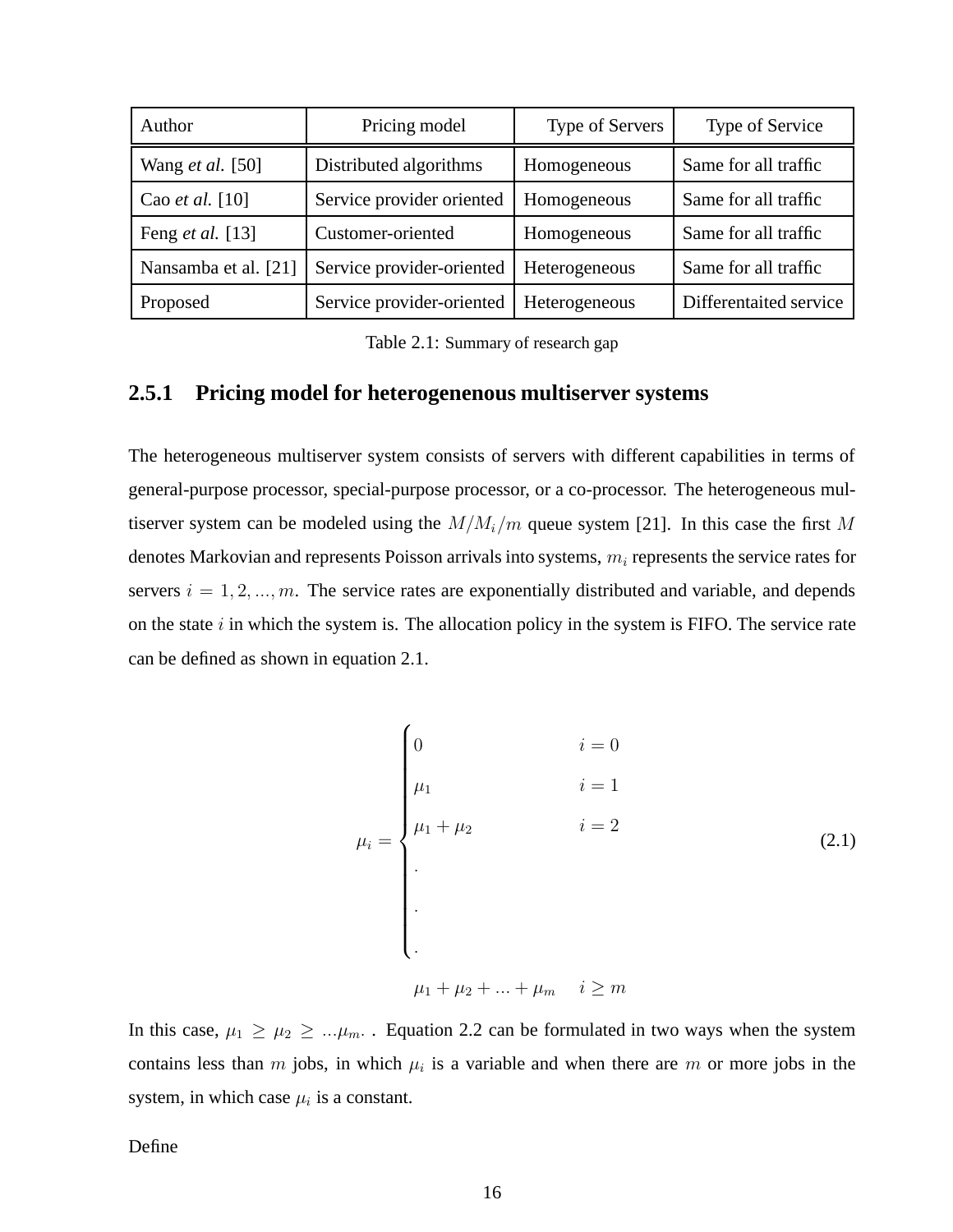| Author | Pricing model | Type of Servers | Type of Service |
|---|---|---|---|
| Wang *et al.* [50] | Distributed algorithms | Homogeneous | Same for all traffic |
| Cao *et al.* [10] | Service provider oriented | Homogeneous | Same for all traffic |
| Feng *et al.* [13] | Customer-oriented | Homogeneous | Same for all traffic |
| Nansamba et al. [21] | Service provider-oriented | Heterogeneous | Same for all traffic |
| Proposed | Service provider-oriented | Heterogeneous | Differentaited service |

Table 2.1: Summary of research gap

### 2.5.1 Pricing model for heterogenenous multiserver systems

The heterogeneous multiserver system consists of servers with different capabilities in terms of general-purpose processor, special-purpose processor, or a co-processor. The heterogeneous multiserver system can be modeled using the $M/M_i/m$ queue system [21]. In this case the first $M$ denotes Markovian and represents Poisson arrivals into systems, $m_i$ represents the service rates for servers $i = 1, 2, ..., m$. The service rates are exponentially distributed and variable, and depends on the state $i$ in which the system is. The allocation policy in the system is FIFO. The service rate can be defined as shown in equation 2.1.

$$\mu_i = \begin{cases} 0 & i = 0 \\ \mu_1 & i = 1 \\ \mu_1 + \mu_2 & i = 2 \\ . & \\ . & \\ . & \\ \mu_1 + \mu_2 + ... + \mu_m & i \geq m \end{cases} \tag{2.1}$$

In this case, $\mu_1 \geq \mu_2 \geq ...\mu_m.$ . Equation 2.2 can be formulated in two ways when the system contains less than $m$ jobs, in which $\mu_i$ is a variable and when there are $m$ or more jobs in the system, in which case $\mu_i$ is a constant.

Define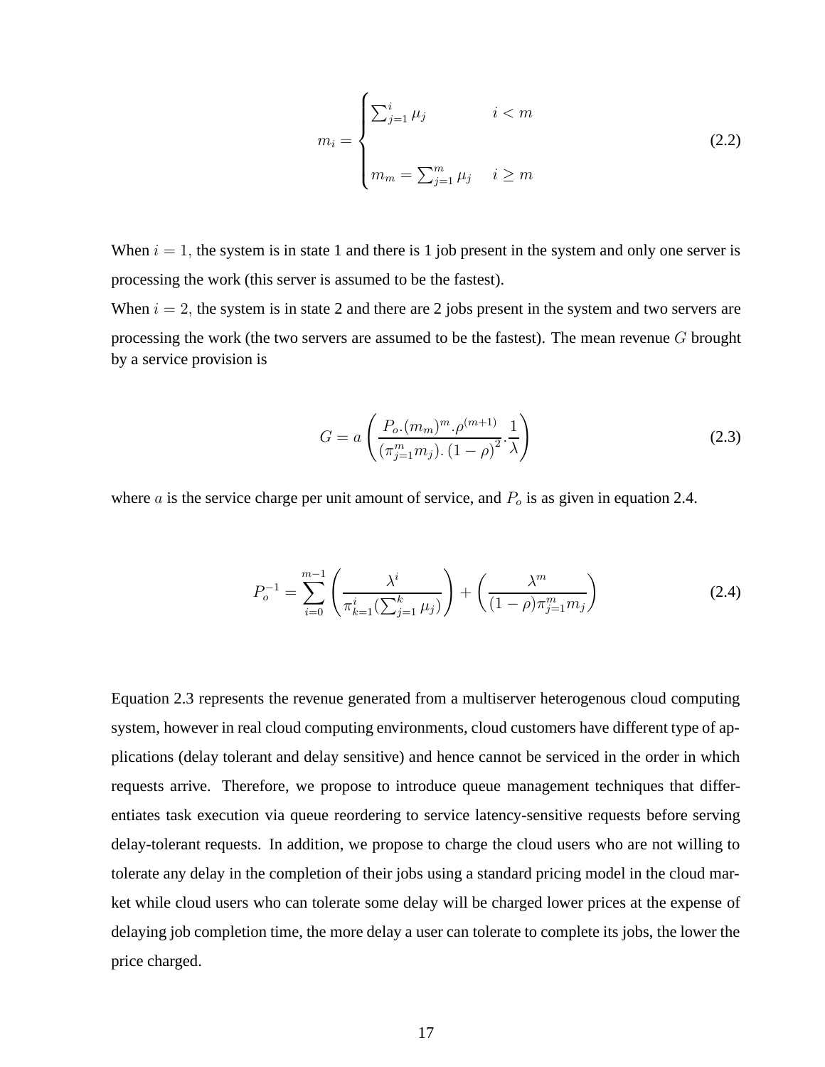$$m_i = \begin{cases} \sum_{j=1}^{i} \mu_j & i < m \\ \\ m_m = \sum_{j=1}^{m} \mu_j & i \geq m \end{cases} \tag{2.2}$$

When $i = 1,$ the system is in state 1 and there is 1 job present in the system and only one server is processing the work (this server is assumed to be the fastest).

When $i = 2,$ the system is in state 2 and there are 2 jobs present in the system and two servers are processing the work (the two servers are assumed to be the fastest). The mean revenue $G$ brought by a service provision is

$$G = a\left(\frac{P_o.(m_m)^m.\rho^{(m+1)}}{(\pi_{j=1}^{m} m_j).\left(1-\rho\right)^2}.\frac{1}{\lambda}\right) \tag{2.3}$$

where $a$ is the service charge per unit amount of service, and $P_o$ is as given in equation 2.4.

$$P_o^{-1} = \sum_{i=0}^{m-1}\left(\frac{\lambda^i}{\pi_{k=1}^{i}(\sum_{j=1}^{k}\mu_j)}\right) + \left(\frac{\lambda^m}{(1-\rho)\pi_{j=1}^{m} m_j}\right) \tag{2.4}$$

Equation 2.3 represents the revenue generated from a multiserver heterogenous cloud computing system, however in real cloud computing environments, cloud customers have different type of applications (delay tolerant and delay sensitive) and hence cannot be serviced in the order in which requests arrive. Therefore, we propose to introduce queue management techniques that differentiates task execution via queue reordering to service latency-sensitive requests before serving delay-tolerant requests. In addition, we propose to charge the cloud users who are not willing to tolerate any delay in the completion of their jobs using a standard pricing model in the cloud market while cloud users who can tolerate some delay will be charged lower prices at the expense of delaying job completion time, the more delay a user can tolerate to complete its jobs, the lower the price charged.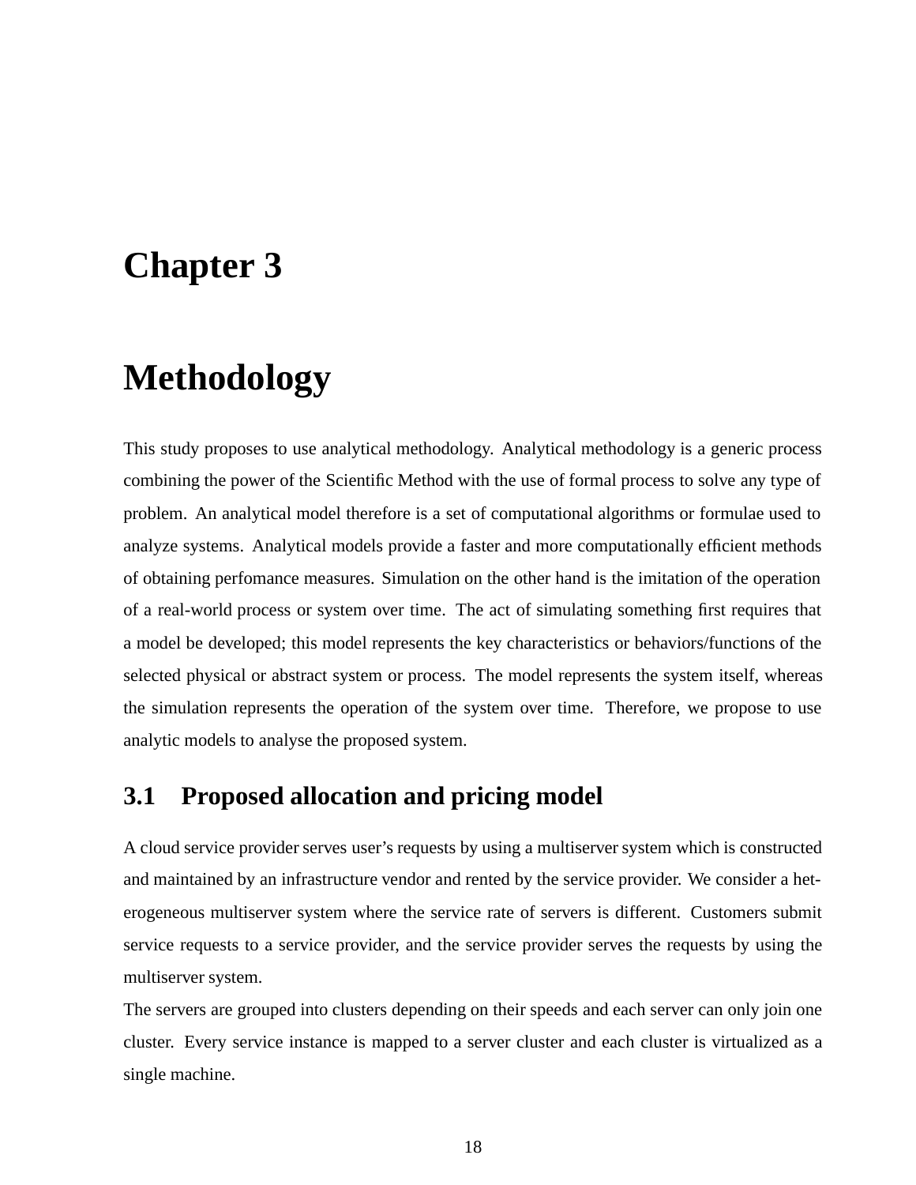# Chapter 3

# Methodology

This study proposes to use analytical methodology. Analytical methodology is a generic process combining the power of the Scientific Method with the use of formal process to solve any type of problem. An analytical model therefore is a set of computational algorithms or formulae used to analyze systems. Analytical models provide a faster and more computationally efficient methods of obtaining perfomance measures. Simulation on the other hand is the imitation of the operation of a real-world process or system over time. The act of simulating something first requires that a model be developed; this model represents the key characteristics or behaviors/functions of the selected physical or abstract system or process. The model represents the system itself, whereas the simulation represents the operation of the system over time. Therefore, we propose to use analytic models to analyse the proposed system.

## 3.1 Proposed allocation and pricing model

A cloud service provider serves user's requests by using a multiserver system which is constructed and maintained by an infrastructure vendor and rented by the service provider. We consider a heterogeneous multiserver system where the service rate of servers is different. Customers submit service requests to a service provider, and the service provider serves the requests by using the multiserver system.

The servers are grouped into clusters depending on their speeds and each server can only join one cluster. Every service instance is mapped to a server cluster and each cluster is virtualized as a single machine.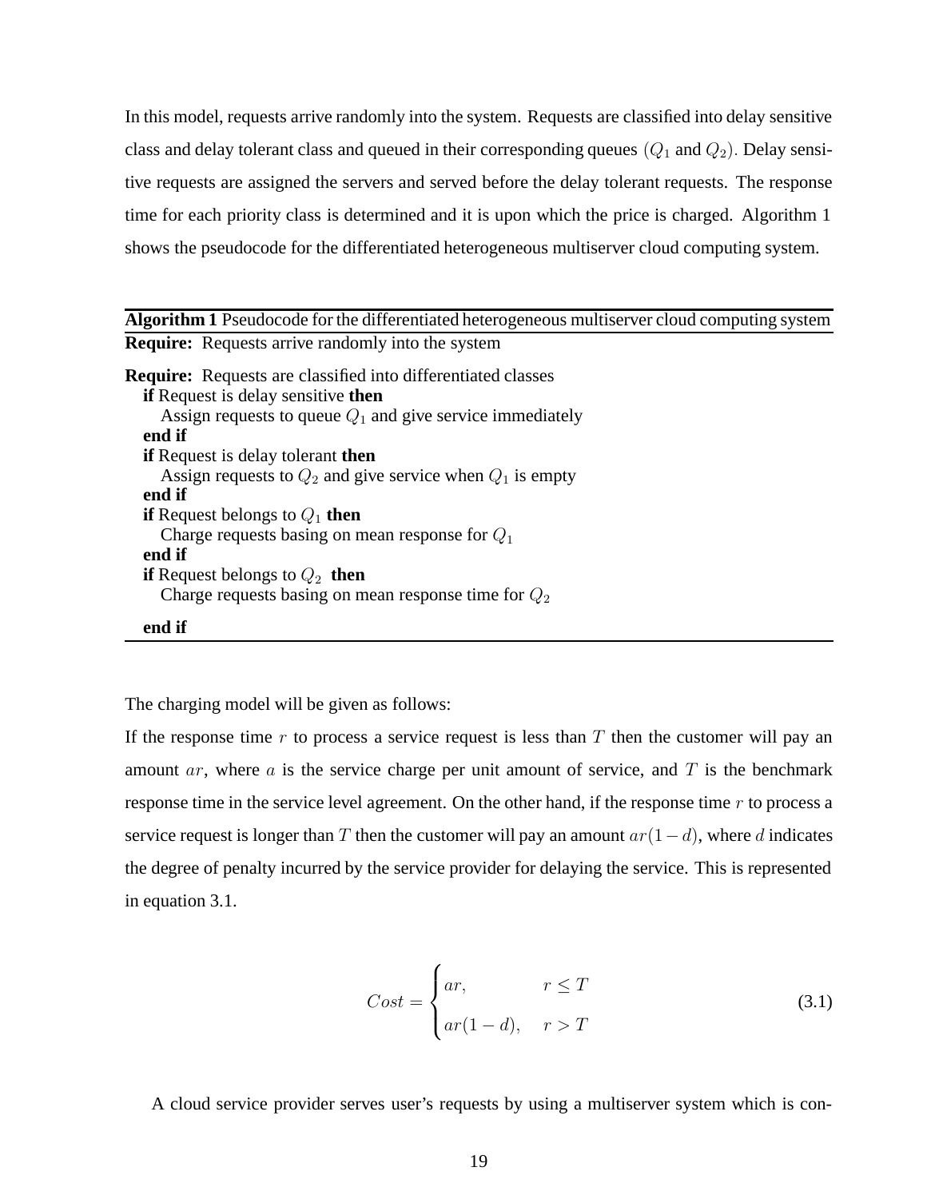In this model, requests arrive randomly into the system. Requests are classified into delay sensitive class and delay tolerant class and queued in their corresponding queues ($Q_1$ and $Q_2$). Delay sensitive requests are assigned the servers and served before the delay tolerant requests. The response time for each priority class is determined and it is upon which the price is charged. Algorithm 1 shows the pseudocode for the differentiated heterogeneous multiserver cloud computing system.

**Algorithm 1** Pseudocode for the differentiated heterogeneous multiserver cloud computing system

```
Require: Requests arrive randomly into the system
Require: Requests are classified into differentiated classes
  if Request is delay sensitive then
     Assign requests to queue Q1 and give service immediately
  end if
  if Request is delay tolerant then
     Assign requests to Q2 and give service when Q1 is empty
  end if
  if Request belongs to Q1 then
     Charge requests basing on mean response for Q1
  end if
  if Request belongs to Q2 then
     Charge requests basing on mean response time for Q2
  end if
```

The charging model will be given as follows:

If the response time $r$ to process a service request is less than $T$ then the customer will pay an amount $ar$, where $a$ is the service charge per unit amount of service, and $T$ is the benchmark response time in the service level agreement. On the other hand, if the response time $r$ to process a service request is longer than $T$ then the customer will pay an amount $ar(1-d)$, where $d$ indicates the degree of penalty incurred by the service provider for delaying the service. This is represented in equation 3.1.

$$Cost = \begin{cases} ar, & r \leq T \\ ar(1-d), & r > T \end{cases} \tag{3.1}$$

A cloud service provider serves user's requests by using a multiserver system which is con-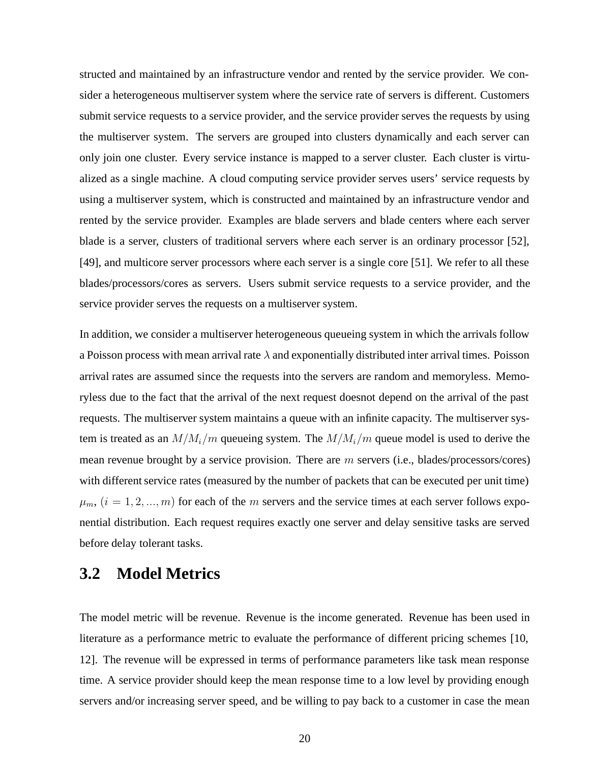structed and maintained by an infrastructure vendor and rented by the service provider. We consider a heterogeneous multiserver system where the service rate of servers is different. Customers submit service requests to a service provider, and the service provider serves the requests by using the multiserver system. The servers are grouped into clusters dynamically and each server can only join one cluster. Every service instance is mapped to a server cluster. Each cluster is virtualized as a single machine. A cloud computing service provider serves users' service requests by using a multiserver system, which is constructed and maintained by an infrastructure vendor and rented by the service provider. Examples are blade servers and blade centers where each server blade is a server, clusters of traditional servers where each server is an ordinary processor [52], [49], and multicore server processors where each server is a single core [51]. We refer to all these blades/processors/cores as servers. Users submit service requests to a service provider, and the service provider serves the requests on a multiserver system.

In addition, we consider a multiserver heterogeneous queueing system in which the arrivals follow a Poisson process with mean arrival rate $\lambda$ and exponentially distributed inter arrival times. Poisson arrival rates are assumed since the requests into the servers are random and memoryless. Memoryless due to the fact that the arrival of the next request doesnot depend on the arrival of the past requests. The multiserver system maintains a queue with an infinite capacity. The multiserver system is treated as an $M/M_i/m$ queueing system. The $M/M_i/m$ queue model is used to derive the mean revenue brought by a service provision. There are $m$ servers (i.e., blades/processors/cores) with different service rates (measured by the number of packets that can be executed per unit time) $\mu_m$, $(i = 1, 2, ..., m)$ for each of the $m$ servers and the service times at each server follows exponential distribution. Each request requires exactly one server and delay sensitive tasks are served before delay tolerant tasks.

## 3.2 Model Metrics

The model metric will be revenue. Revenue is the income generated. Revenue has been used in literature as a performance metric to evaluate the performance of different pricing schemes [10, 12]. The revenue will be expressed in terms of performance parameters like task mean response time. A service provider should keep the mean response time to a low level by providing enough servers and/or increasing server speed, and be willing to pay back to a customer in case the mean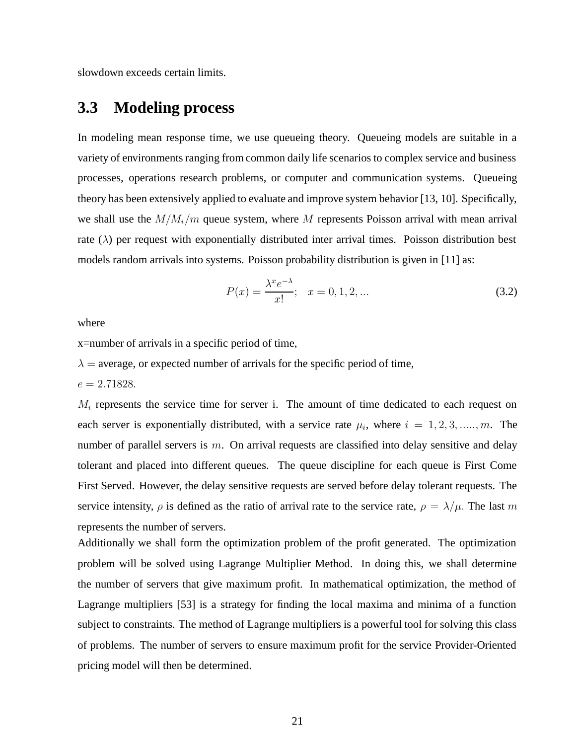slowdown exceeds certain limits.

## 3.3 Modeling process

In modeling mean response time, we use queueing theory. Queueing models are suitable in a variety of environments ranging from common daily life scenarios to complex service and business processes, operations research problems, or computer and communication systems. Queueing theory has been extensively applied to evaluate and improve system behavior [13, 10]. Specifically, we shall use the $M/M_i/m$ queue system, where $M$ represents Poisson arrival with mean arrival rate ($\lambda$) per request with exponentially distributed inter arrival times. Poisson distribution best models random arrivals into systems. Poisson probability distribution is given in [11] as:

$$P(x) = \frac{\lambda^x e^{-\lambda}}{x!}; \quad x = 0, 1, 2, ... \tag{3.2}$$

where

x=number of arrivals in a specific period of time,

$\lambda =$ average, or expected number of arrivals for the specific period of time,

$e = 2.71828.$

$M_i$ represents the service time for server i. The amount of time dedicated to each request on each server is exponentially distributed, with a service rate $\mu_i$, where $i = 1, 2, 3, ....., m$. The number of parallel servers is $m$. On arrival requests are classified into delay sensitive and delay tolerant and placed into different queues. The queue discipline for each queue is First Come First Served. However, the delay sensitive requests are served before delay tolerant requests. The service intensity, $\rho$ is defined as the ratio of arrival rate to the service rate, $\rho = \lambda/\mu$. The last $m$ represents the number of servers.

Additionally we shall form the optimization problem of the profit generated. The optimization problem will be solved using Lagrange Multiplier Method. In doing this, we shall determine the number of servers that give maximum profit. In mathematical optimization, the method of Lagrange multipliers [53] is a strategy for finding the local maxima and minima of a function subject to constraints. The method of Lagrange multipliers is a powerful tool for solving this class of problems. The number of servers to ensure maximum profit for the service Provider-Oriented pricing model will then be determined.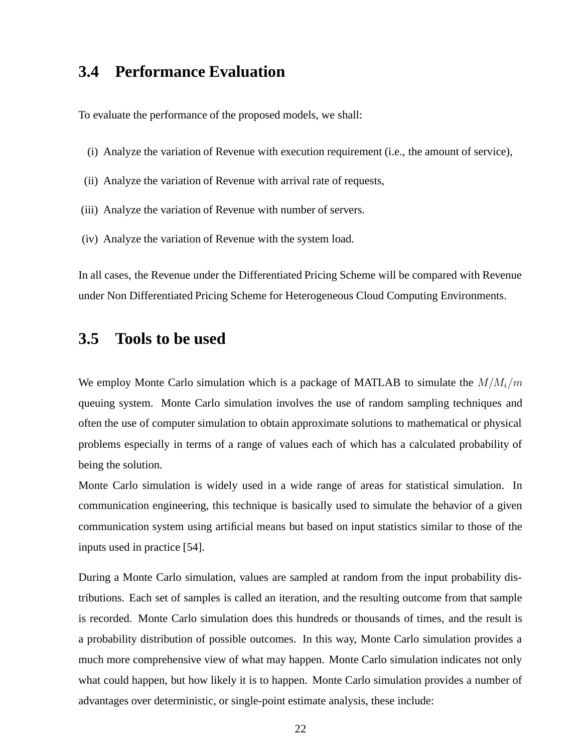## 3.4 Performance Evaluation

To evaluate the performance of the proposed models, we shall:

(i) Analyze the variation of Revenue with execution requirement (i.e., the amount of service),

(ii) Analyze the variation of Revenue with arrival rate of requests,

(iii) Analyze the variation of Revenue with number of servers.

(iv) Analyze the variation of Revenue with the system load.

In all cases, the Revenue under the Differentiated Pricing Scheme will be compared with Revenue under Non Differentiated Pricing Scheme for Heterogeneous Cloud Computing Environments.

## 3.5 Tools to be used

We employ Monte Carlo simulation which is a package of MATLAB to simulate the $M/M_i/m$ queuing system. Monte Carlo simulation involves the use of random sampling techniques and often the use of computer simulation to obtain approximate solutions to mathematical or physical problems especially in terms of a range of values each of which has a calculated probability of being the solution.

Monte Carlo simulation is widely used in a wide range of areas for statistical simulation. In communication engineering, this technique is basically used to simulate the behavior of a given communication system using artificial means but based on input statistics similar to those of the inputs used in practice [54].

During a Monte Carlo simulation, values are sampled at random from the input probability distributions. Each set of samples is called an iteration, and the resulting outcome from that sample is recorded. Monte Carlo simulation does this hundreds or thousands of times, and the result is a probability distribution of possible outcomes. In this way, Monte Carlo simulation provides a much more comprehensive view of what may happen. Monte Carlo simulation indicates not only what could happen, but how likely it is to happen. Monte Carlo simulation provides a number of advantages over deterministic, or single-point estimate analysis, these include: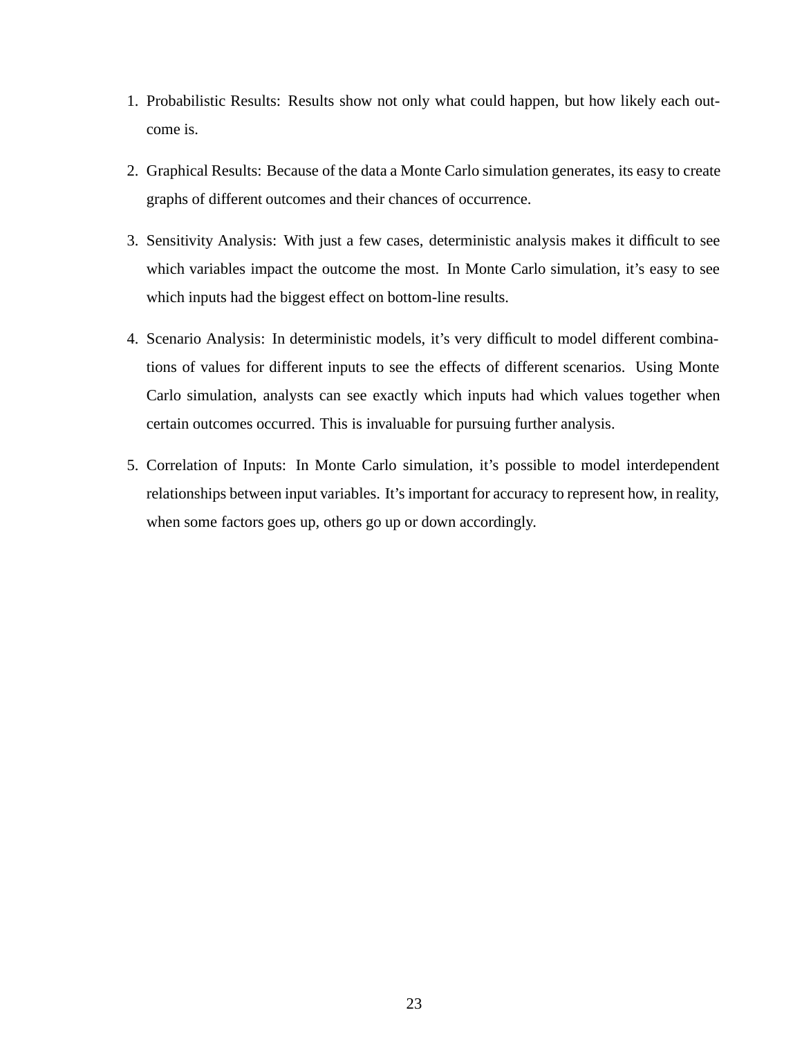1. Probabilistic Results: Results show not only what could happen, but how likely each outcome is.
2. Graphical Results: Because of the data a Monte Carlo simulation generates, its easy to create graphs of different outcomes and their chances of occurrence.
3. Sensitivity Analysis: With just a few cases, deterministic analysis makes it difficult to see which variables impact the outcome the most. In Monte Carlo simulation, it's easy to see which inputs had the biggest effect on bottom-line results.
4. Scenario Analysis: In deterministic models, it's very difficult to model different combinations of values for different inputs to see the effects of different scenarios. Using Monte Carlo simulation, analysts can see exactly which inputs had which values together when certain outcomes occurred. This is invaluable for pursuing further analysis.
5. Correlation of Inputs: In Monte Carlo simulation, it's possible to model interdependent relationships between input variables. It's important for accuracy to represent how, in reality, when some factors goes up, others go up or down accordingly.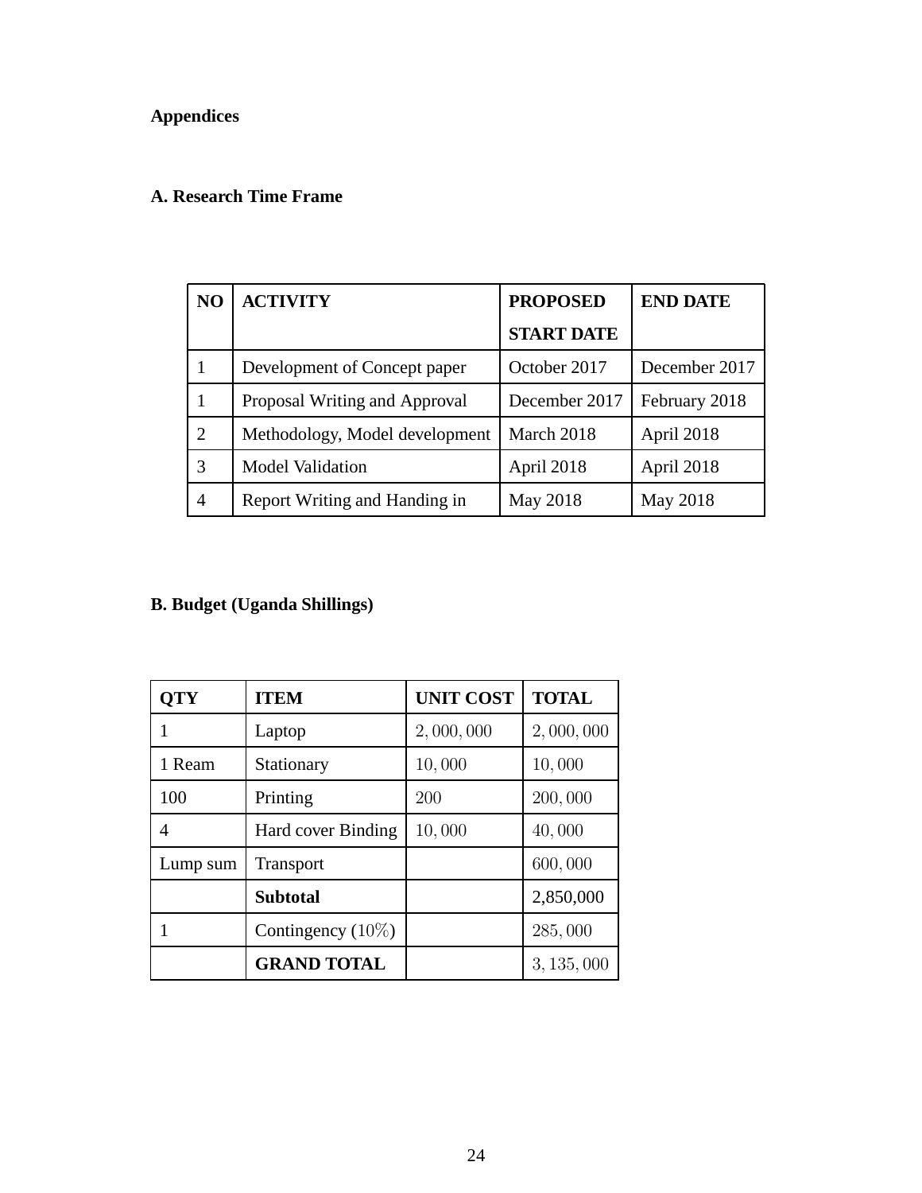**Appendices**

**A. Research Time Frame**

| NO | ACTIVITY | PROPOSED START DATE | END DATE |
|---|---|---|---|
| 1 | Development of Concept paper | October 2017 | December 2017 |
| 1 | Proposal Writing and Approval | December 2017 | February 2018 |
| 2 | Methodology, Model development | March 2018 | April 2018 |
| 3 | Model Validation | April 2018 | April 2018 |
| 4 | Report Writing and Handing in | May 2018 | May 2018 |

**B. Budget (Uganda Shillings)**

| QTY | ITEM | UNIT COST | TOTAL |
|---|---|---|---|
| 1 | Laptop | 2,000,000 | 2,000,000 |
| 1 Ream | Stationary | 10,000 | 10,000 |
| 100 | Printing | 200 | 200,000 |
| 4 | Hard cover Binding | 10,000 | 40,000 |
| Lump sum | Transport | | 600,000 |
| | **Subtotal** | | 2,850,000 |
| 1 | Contingency (10%) | | 285,000 |
| | **GRAND TOTAL** | | 3,135,000 |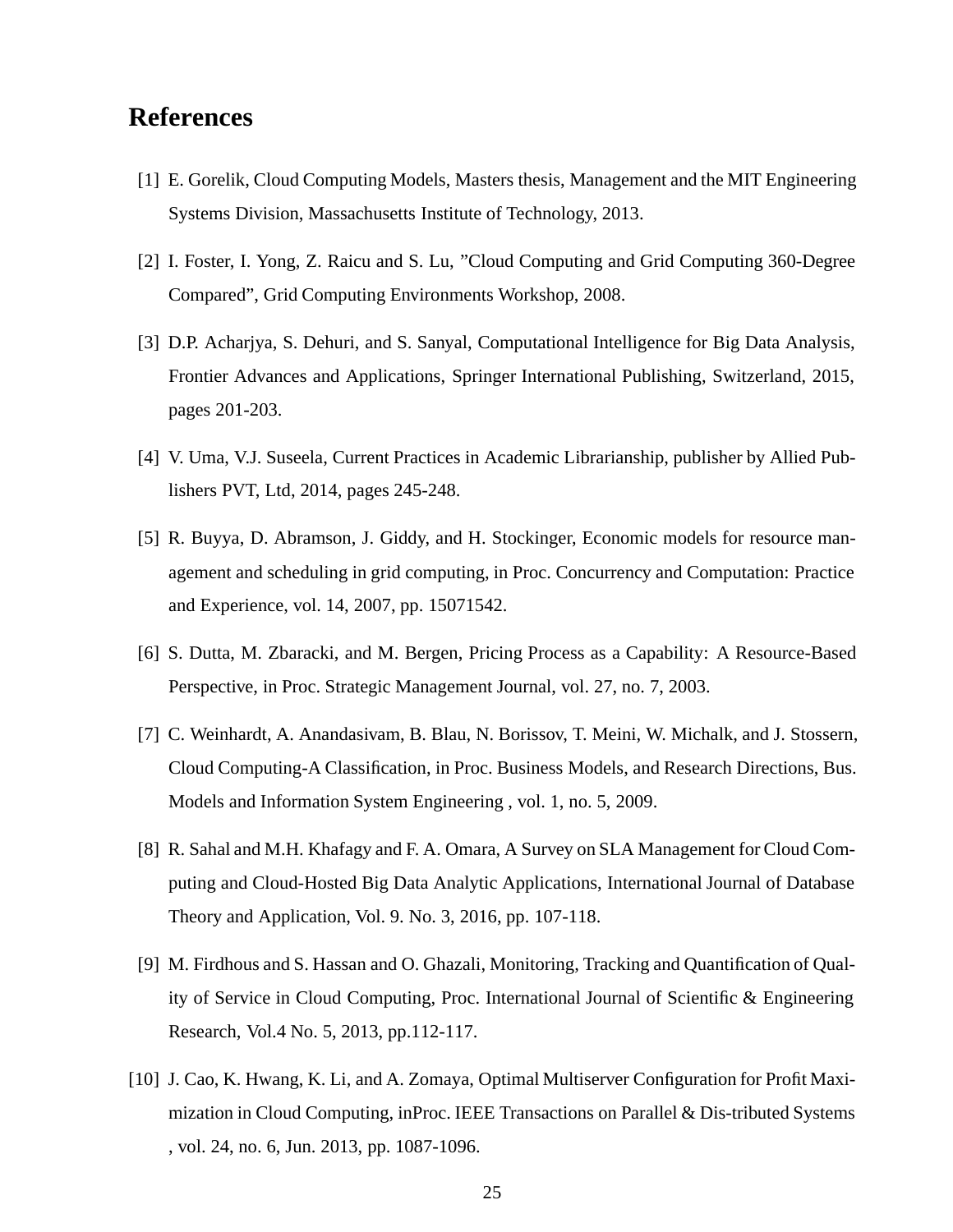# References

[1] E. Gorelik, Cloud Computing Models, Masters thesis, Management and the MIT Engineering Systems Division, Massachusetts Institute of Technology, 2013.

[2] I. Foster, I. Yong, Z. Raicu and S. Lu, ”Cloud Computing and Grid Computing 360-Degree Compared”, Grid Computing Environments Workshop, 2008.

[3] D.P. Acharjya, S. Dehuri, and S. Sanyal, Computational Intelligence for Big Data Analysis, Frontier Advances and Applications, Springer International Publishing, Switzerland, 2015, pages 201-203.

[4] V. Uma, V.J. Suseela, Current Practices in Academic Librarianship, publisher by Allied Publishers PVT, Ltd, 2014, pages 245-248.

[5] R. Buyya, D. Abramson, J. Giddy, and H. Stockinger, Economic models for resource management and scheduling in grid computing, in Proc. Concurrency and Computation: Practice and Experience, vol. 14, 2007, pp. 15071542.

[6] S. Dutta, M. Zbaracki, and M. Bergen, Pricing Process as a Capability: A Resource-Based Perspective, in Proc. Strategic Management Journal, vol. 27, no. 7, 2003.

[7] C. Weinhardt, A. Anandasivam, B. Blau, N. Borissov, T. Meini, W. Michalk, and J. Stossern, Cloud Computing-A Classification, in Proc. Business Models, and Research Directions, Bus. Models and Information System Engineering , vol. 1, no. 5, 2009.

[8] R. Sahal and M.H. Khafagy and F. A. Omara, A Survey on SLA Management for Cloud Computing and Cloud-Hosted Big Data Analytic Applications, International Journal of Database Theory and Application, Vol. 9. No. 3, 2016, pp. 107-118.

[9] M. Firdhous and S. Hassan and O. Ghazali, Monitoring, Tracking and Quantification of Quality of Service in Cloud Computing, Proc. International Journal of Scientific & Engineering Research, Vol.4 No. 5, 2013, pp.112-117.

[10] J. Cao, K. Hwang, K. Li, and A. Zomaya, Optimal Multiserver Configuration for Profit Maximization in Cloud Computing, inProc. IEEE Transactions on Parallel & Dis-tributed Systems , vol. 24, no. 6, Jun. 2013, pp. 1087-1096.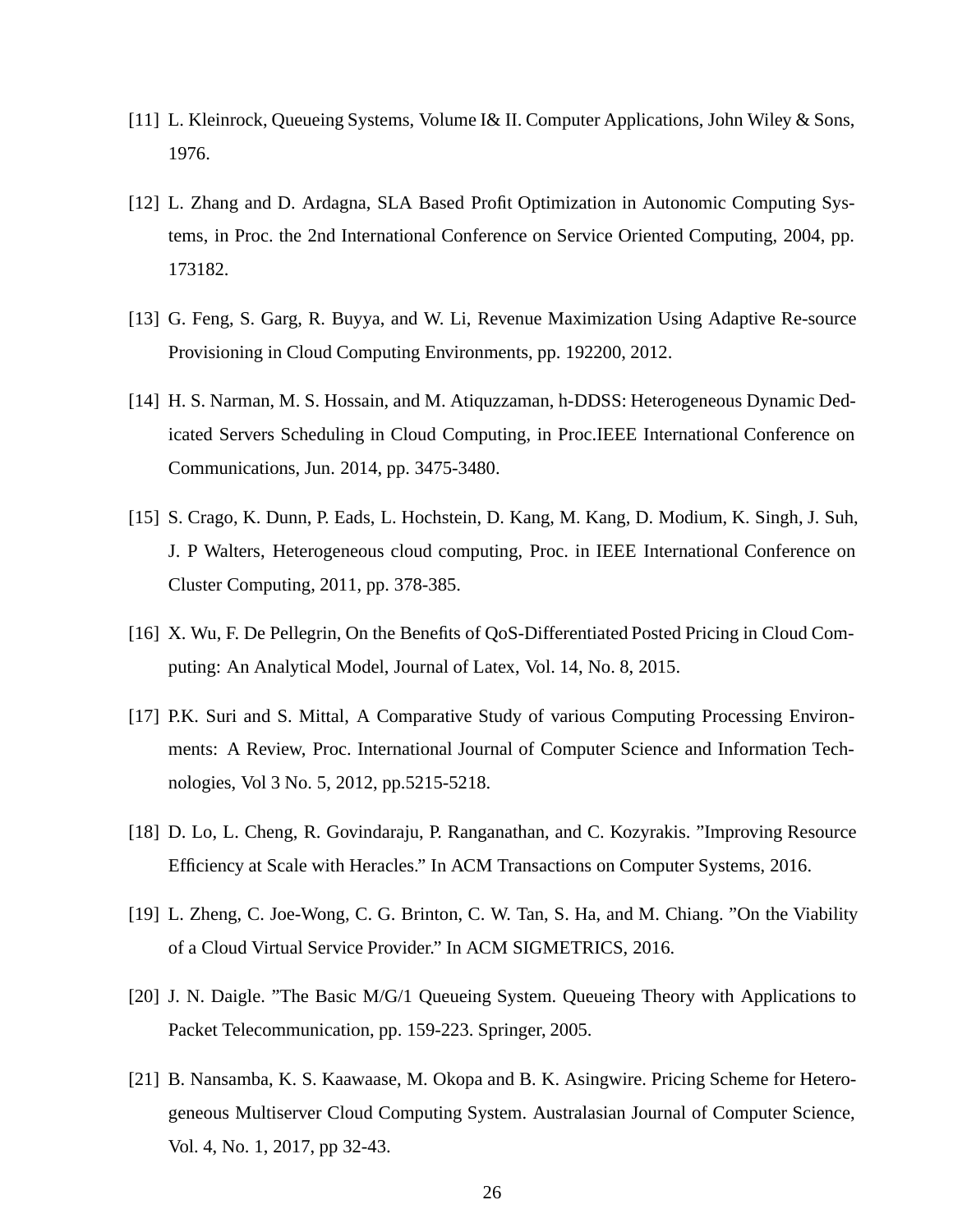[11] L. Kleinrock, Queueing Systems, Volume I& II. Computer Applications, John Wiley & Sons, 1976.

[12] L. Zhang and D. Ardagna, SLA Based Profit Optimization in Autonomic Computing Systems, in Proc. the 2nd International Conference on Service Oriented Computing, 2004, pp. 173182.

[13] G. Feng, S. Garg, R. Buyya, and W. Li, Revenue Maximization Using Adaptive Re-source Provisioning in Cloud Computing Environments, pp. 192200, 2012.

[14] H. S. Narman, M. S. Hossain, and M. Atiquzzaman, h-DDSS: Heterogeneous Dynamic Dedicated Servers Scheduling in Cloud Computing, in Proc.IEEE International Conference on Communications, Jun. 2014, pp. 3475-3480.

[15] S. Crago, K. Dunn, P. Eads, L. Hochstein, D. Kang, M. Kang, D. Modium, K. Singh, J. Suh, J. P Walters, Heterogeneous cloud computing, Proc. in IEEE International Conference on Cluster Computing, 2011, pp. 378-385.

[16] X. Wu, F. De Pellegrin, On the Benefits of QoS-Differentiated Posted Pricing in Cloud Computing: An Analytical Model, Journal of Latex, Vol. 14, No. 8, 2015.

[17] P.K. Suri and S. Mittal, A Comparative Study of various Computing Processing Environments: A Review, Proc. International Journal of Computer Science and Information Technologies, Vol 3 No. 5, 2012, pp.5215-5218.

[18] D. Lo, L. Cheng, R. Govindaraju, P. Ranganathan, and C. Kozyrakis. "Improving Resource Efficiency at Scale with Heracles." In ACM Transactions on Computer Systems, 2016.

[19] L. Zheng, C. Joe-Wong, C. G. Brinton, C. W. Tan, S. Ha, and M. Chiang. "On the Viability of a Cloud Virtual Service Provider." In ACM SIGMETRICS, 2016.

[20] J. N. Daigle. "The Basic M/G/1 Queueing System. Queueing Theory with Applications to Packet Telecommunication, pp. 159-223. Springer, 2005.

[21] B. Nansamba, K. S. Kaawaase, M. Okopa and B. K. Asingwire. Pricing Scheme for Heterogeneous Multiserver Cloud Computing System. Australasian Journal of Computer Science, Vol. 4, No. 1, 2017, pp 32-43.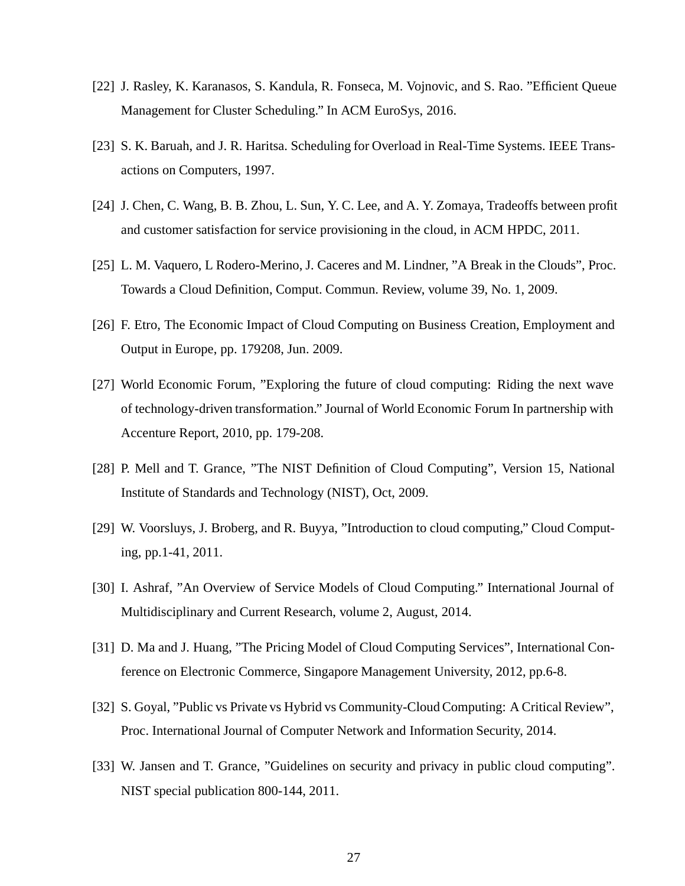[22] J. Rasley, K. Karanasos, S. Kandula, R. Fonseca, M. Vojnovic, and S. Rao. "Efficient Queue Management for Cluster Scheduling." In ACM EuroSys, 2016.

[23] S. K. Baruah, and J. R. Haritsa. Scheduling for Overload in Real-Time Systems. IEEE Transactions on Computers, 1997.

[24] J. Chen, C. Wang, B. B. Zhou, L. Sun, Y. C. Lee, and A. Y. Zomaya, Tradeoffs between profit and customer satisfaction for service provisioning in the cloud, in ACM HPDC, 2011.

[25] L. M. Vaquero, L Rodero-Merino, J. Caceres and M. Lindner, "A Break in the Clouds", Proc. Towards a Cloud Definition, Comput. Commun. Review, volume 39, No. 1, 2009.

[26] F. Etro, The Economic Impact of Cloud Computing on Business Creation, Employment and Output in Europe, pp. 179208, Jun. 2009.

[27] World Economic Forum, "Exploring the future of cloud computing: Riding the next wave of technology-driven transformation." Journal of World Economic Forum In partnership with Accenture Report, 2010, pp. 179-208.

[28] P. Mell and T. Grance, "The NIST Definition of Cloud Computing", Version 15, National Institute of Standards and Technology (NIST), Oct, 2009.

[29] W. Voorsluys, J. Broberg, and R. Buyya, "Introduction to cloud computing," Cloud Computing, pp.1-41, 2011.

[30] I. Ashraf, "An Overview of Service Models of Cloud Computing." International Journal of Multidisciplinary and Current Research, volume 2, August, 2014.

[31] D. Ma and J. Huang, "The Pricing Model of Cloud Computing Services", International Conference on Electronic Commerce, Singapore Management University, 2012, pp.6-8.

[32] S. Goyal, "Public vs Private vs Hybrid vs Community-Cloud Computing: A Critical Review", Proc. International Journal of Computer Network and Information Security, 2014.

[33] W. Jansen and T. Grance, "Guidelines on security and privacy in public cloud computing". NIST special publication 800-144, 2011.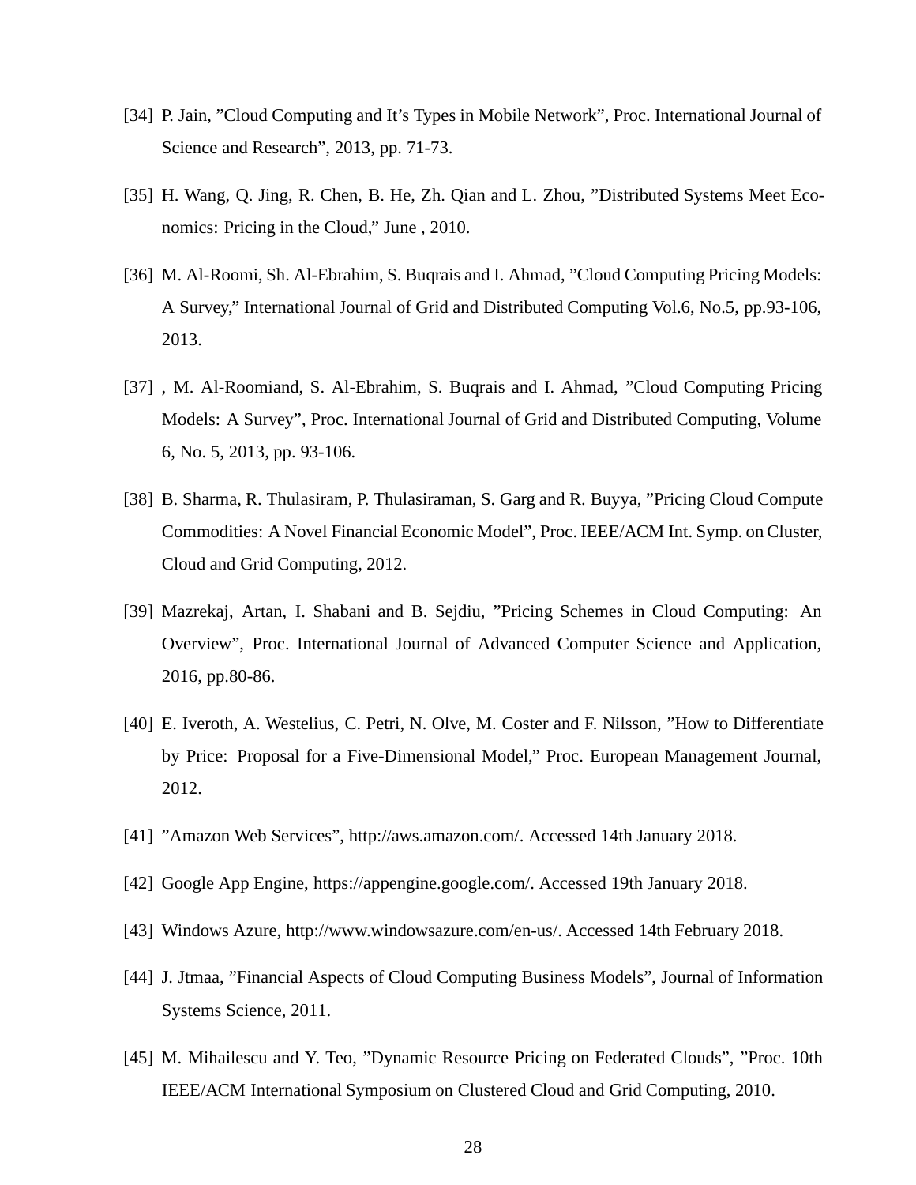[34] P. Jain, ”Cloud Computing and It’s Types in Mobile Network”, Proc. International Journal of Science and Research”, 2013, pp. 71-73.

[35] H. Wang, Q. Jing, R. Chen, B. He, Zh. Qian and L. Zhou, ”Distributed Systems Meet Economics: Pricing in the Cloud,” June , 2010.

[36] M. Al-Roomi, Sh. Al-Ebrahim, S. Buqrais and I. Ahmad, ”Cloud Computing Pricing Models: A Survey,” International Journal of Grid and Distributed Computing Vol.6, No.5, pp.93-106, 2013.

[37] , M. Al-Roomiand, S. Al-Ebrahim, S. Buqrais and I. Ahmad, ”Cloud Computing Pricing Models: A Survey”, Proc. International Journal of Grid and Distributed Computing, Volume 6, No. 5, 2013, pp. 93-106.

[38] B. Sharma, R. Thulasiram, P. Thulasiraman, S. Garg and R. Buyya, ”Pricing Cloud Compute Commodities: A Novel Financial Economic Model”, Proc. IEEE/ACM Int. Symp. on Cluster, Cloud and Grid Computing, 2012.

[39] Mazrekaj, Artan, I. Shabani and B. Sejdiu, ”Pricing Schemes in Cloud Computing: An Overview”, Proc. International Journal of Advanced Computer Science and Application, 2016, pp.80-86.

[40] E. Iveroth, A. Westelius, C. Petri, N. Olve, M. Coster and F. Nilsson, ”How to Differentiate by Price: Proposal for a Five-Dimensional Model,” Proc. European Management Journal, 2012.

[41] ”Amazon Web Services”, http://aws.amazon.com/. Accessed 14th January 2018.

[42] Google App Engine, https://appengine.google.com/. Accessed 19th January 2018.

[43] Windows Azure, http://www.windowsazure.com/en-us/. Accessed 14th February 2018.

[44] J. Jtmaa, ”Financial Aspects of Cloud Computing Business Models”, Journal of Information Systems Science, 2011.

[45] M. Mihailescu and Y. Teo, ”Dynamic Resource Pricing on Federated Clouds”, ”Proc. 10th IEEE/ACM International Symposium on Clustered Cloud and Grid Computing, 2010.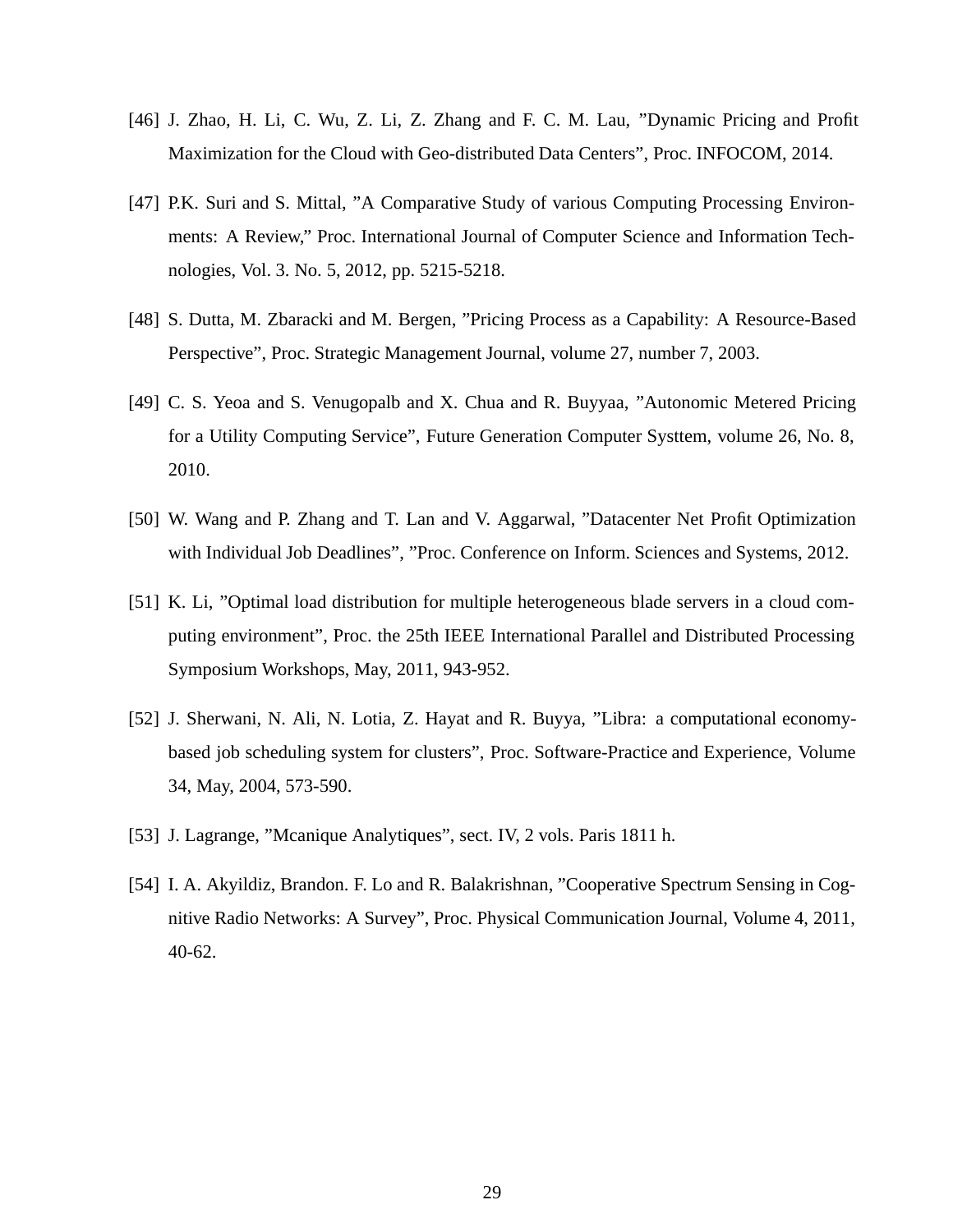[46] J. Zhao, H. Li, C. Wu, Z. Li, Z. Zhang and F. C. M. Lau, ”Dynamic Pricing and Profit Maximization for the Cloud with Geo-distributed Data Centers”, Proc. INFOCOM, 2014.

[47] P.K. Suri and S. Mittal, ”A Comparative Study of various Computing Processing Environments: A Review,” Proc. International Journal of Computer Science and Information Technologies, Vol. 3. No. 5, 2012, pp. 5215-5218.

[48] S. Dutta, M. Zbaracki and M. Bergen, ”Pricing Process as a Capability: A Resource-Based Perspective”, Proc. Strategic Management Journal, volume 27, number 7, 2003.

[49] C. S. Yeoa and S. Venugopalb and X. Chua and R. Buyyaa, ”Autonomic Metered Pricing for a Utility Computing Service”, Future Generation Computer Systtem, volume 26, No. 8, 2010.

[50] W. Wang and P. Zhang and T. Lan and V. Aggarwal, ”Datacenter Net Profit Optimization with Individual Job Deadlines”, ”Proc. Conference on Inform. Sciences and Systems, 2012.

[51] K. Li, ”Optimal load distribution for multiple heterogeneous blade servers in a cloud computing environment”, Proc. the 25th IEEE International Parallel and Distributed Processing Symposium Workshops, May, 2011, 943-952.

[52] J. Sherwani, N. Ali, N. Lotia, Z. Hayat and R. Buyya, ”Libra: a computational economy-based job scheduling system for clusters”, Proc. Software-Practice and Experience, Volume 34, May, 2004, 573-590.

[53] J. Lagrange, ”Mcanique Analytiques”, sect. IV, 2 vols. Paris 1811 h.

[54] I. A. Akyildiz, Brandon. F. Lo and R. Balakrishnan, ”Cooperative Spectrum Sensing in Cognitive Radio Networks: A Survey”, Proc. Physical Communication Journal, Volume 4, 2011, 40-62.